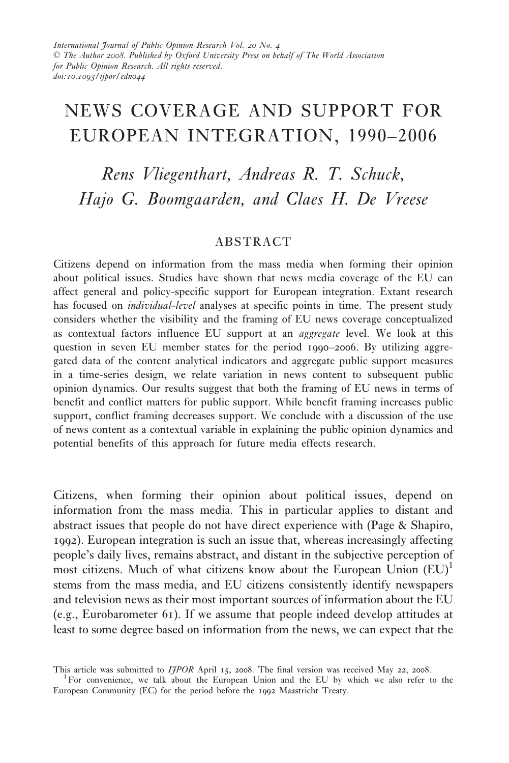International Journal of Public Opinion Research Vol. 20 No. 4
© The Author 2008. Published by Oxford University Press on behalf of The World Association for Public Opinion Research. All rights reserved.
doi:10.1093/ijpor/edn044

# NEWS COVERAGE AND SUPPORT FOR EUROPEAN INTEGRATION, 1990–2006

*Rens Vliegenthart, Andreas R. T. Schuck, Hajo G. Boomgaarden, and Claes H. De Vreese*

## ABSTRACT

Citizens depend on information from the mass media when forming their opinion about political issues. Studies have shown that news media coverage of the EU can affect general and policy-specific support for European integration. Extant research has focused on *individual-level* analyses at specific points in time. The present study considers whether the visibility and the framing of EU news coverage conceptualized as contextual factors influence EU support at an *aggregate* level. We look at this question in seven EU member states for the period 1990–2006. By utilizing aggregated data of the content analytical indicators and aggregate public support measures in a time-series design, we relate variation in news content to subsequent public opinion dynamics. Our results suggest that both the framing of EU news in terms of benefit and conflict matters for public support. While benefit framing increases public support, conflict framing decreases support. We conclude with a discussion of the use of news content as a contextual variable in explaining the public opinion dynamics and potential benefits of this approach for future media effects research.

Citizens, when forming their opinion about political issues, depend on information from the mass media. This in particular applies to distant and abstract issues that people do not have direct experience with (Page & Shapiro, 1992). European integration is such an issue that, whereas increasingly affecting people's daily lives, remains abstract, and distant in the subjective perception of most citizens. Much of what citizens know about the European Union (EU)[1] stems from the mass media, and EU citizens consistently identify newspapers and television news as their most important sources of information about the EU (e.g., Eurobarometer 61). If we assume that people indeed develop attitudes at least to some degree based on information from the news, we can expect that the

This article was submitted to *IJPOR* April 15, 2008. The final version was received May 22, 2008.

[1] For convenience, we talk about the European Union and the EU by which we also refer to the European Community (EC) for the period before the 1992 Maastricht Treaty.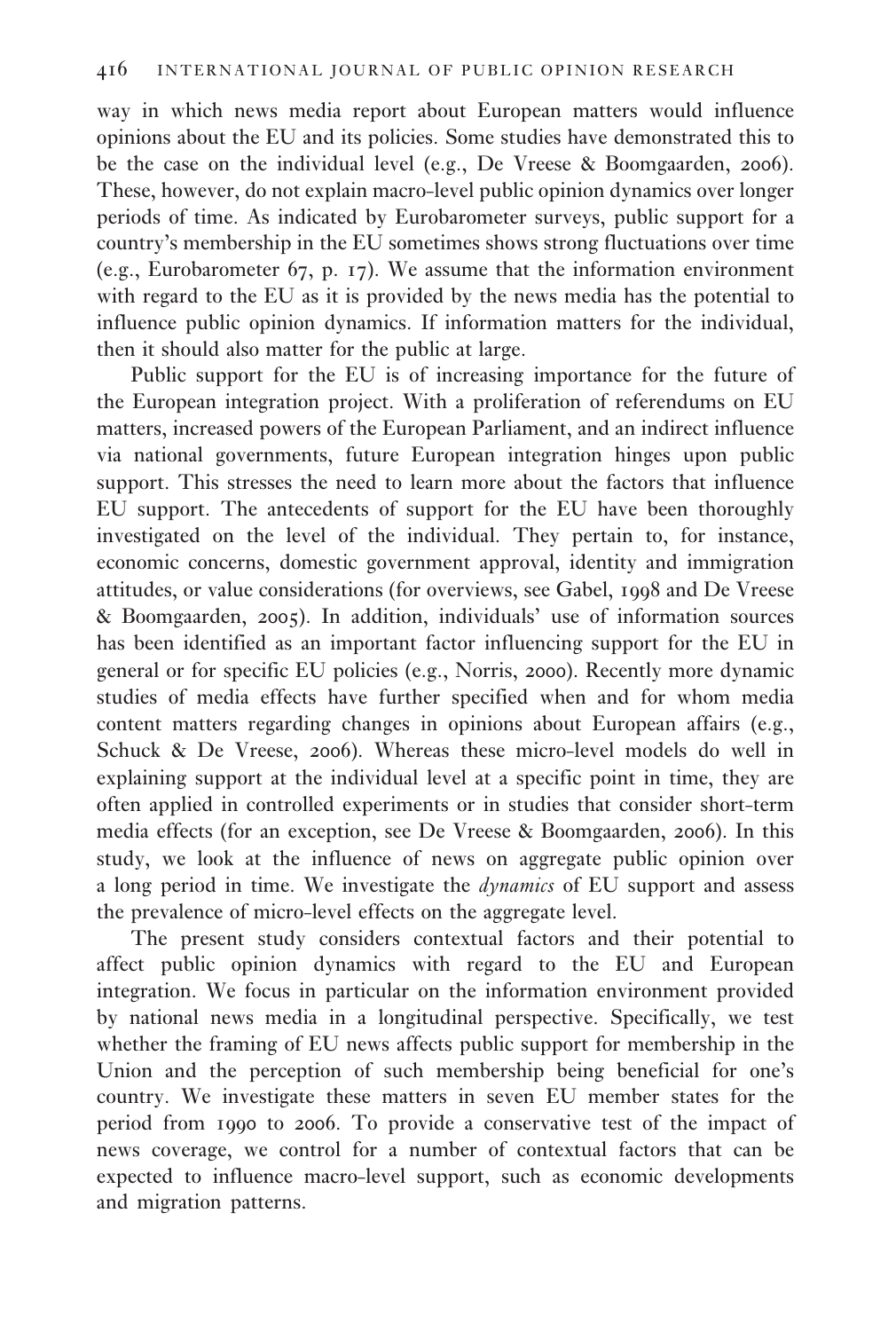way in which news media report about European matters would influence opinions about the EU and its policies. Some studies have demonstrated this to be the case on the individual level (e.g., De Vreese & Boomgaarden, 2006). These, however, do not explain macro-level public opinion dynamics over longer periods of time. As indicated by Eurobarometer surveys, public support for a country's membership in the EU sometimes shows strong fluctuations over time (e.g., Eurobarometer 67, p. 17). We assume that the information environment with regard to the EU as it is provided by the news media has the potential to influence public opinion dynamics. If information matters for the individual, then it should also matter for the public at large.

Public support for the EU is of increasing importance for the future of the European integration project. With a proliferation of referendums on EU matters, increased powers of the European Parliament, and an indirect influence via national governments, future European integration hinges upon public support. This stresses the need to learn more about the factors that influence EU support. The antecedents of support for the EU have been thoroughly investigated on the level of the individual. They pertain to, for instance, economic concerns, domestic government approval, identity and immigration attitudes, or value considerations (for overviews, see Gabel, 1998 and De Vreese & Boomgaarden, 2005). In addition, individuals' use of information sources has been identified as an important factor influencing support for the EU in general or for specific EU policies (e.g., Norris, 2000). Recently more dynamic studies of media effects have further specified when and for whom media content matters regarding changes in opinions about European affairs (e.g., Schuck & De Vreese, 2006). Whereas these micro-level models do well in explaining support at the individual level at a specific point in time, they are often applied in controlled experiments or in studies that consider short-term media effects (for an exception, see De Vreese & Boomgaarden, 2006). In this study, we look at the influence of news on aggregate public opinion over a long period in time. We investigate the *dynamics* of EU support and assess the prevalence of micro-level effects on the aggregate level.

The present study considers contextual factors and their potential to affect public opinion dynamics with regard to the EU and European integration. We focus in particular on the information environment provided by national news media in a longitudinal perspective. Specifically, we test whether the framing of EU news affects public support for membership in the Union and the perception of such membership being beneficial for one's country. We investigate these matters in seven EU member states for the period from 1990 to 2006. To provide a conservative test of the impact of news coverage, we control for a number of contextual factors that can be expected to influence macro-level support, such as economic developments and migration patterns.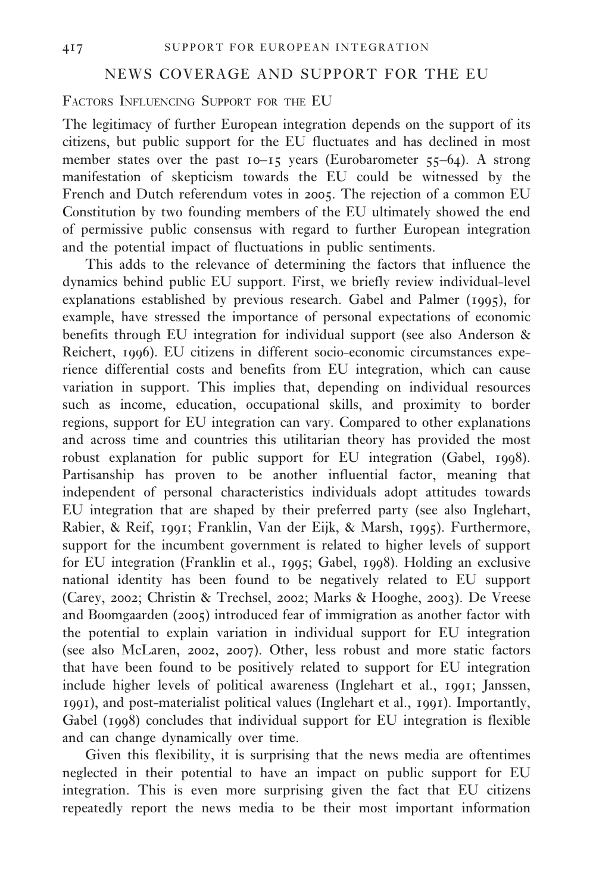## NEWS COVERAGE AND SUPPORT FOR THE EU

### Factors Influencing Support for the EU

The legitimacy of further European integration depends on the support of its citizens, but public support for the EU fluctuates and has declined in most member states over the past 10–15 years (Eurobarometer 55–64). A strong manifestation of skepticism towards the EU could be witnessed by the French and Dutch referendum votes in 2005. The rejection of a common EU Constitution by two founding members of the EU ultimately showed the end of permissive public consensus with regard to further European integration and the potential impact of fluctuations in public sentiments.

This adds to the relevance of determining the factors that influence the dynamics behind public EU support. First, we briefly review individual-level explanations established by previous research. Gabel and Palmer (1995), for example, have stressed the importance of personal expectations of economic benefits through EU integration for individual support (see also Anderson & Reichert, 1996). EU citizens in different socio-economic circumstances experience differential costs and benefits from EU integration, which can cause variation in support. This implies that, depending on individual resources such as income, education, occupational skills, and proximity to border regions, support for EU integration can vary. Compared to other explanations and across time and countries this utilitarian theory has provided the most robust explanation for public support for EU integration (Gabel, 1998). Partisanship has proven to be another influential factor, meaning that independent of personal characteristics individuals adopt attitudes towards EU integration that are shaped by their preferred party (see also Inglehart, Rabier, & Reif, 1991; Franklin, Van der Eijk, & Marsh, 1995). Furthermore, support for the incumbent government is related to higher levels of support for EU integration (Franklin et al., 1995; Gabel, 1998). Holding an exclusive national identity has been found to be negatively related to EU support (Carey, 2002; Christin & Trechsel, 2002; Marks & Hooghe, 2003). De Vreese and Boomgaarden (2005) introduced fear of immigration as another factor with the potential to explain variation in individual support for EU integration (see also McLaren, 2002, 2007). Other, less robust and more static factors that have been found to be positively related to support for EU integration include higher levels of political awareness (Inglehart et al., 1991; Janssen, 1991), and post-materialist political values (Inglehart et al., 1991). Importantly, Gabel (1998) concludes that individual support for EU integration is flexible and can change dynamically over time.

Given this flexibility, it is surprising that the news media are oftentimes neglected in their potential to have an impact on public support for EU integration. This is even more surprising given the fact that EU citizens repeatedly report the news media to be their most important information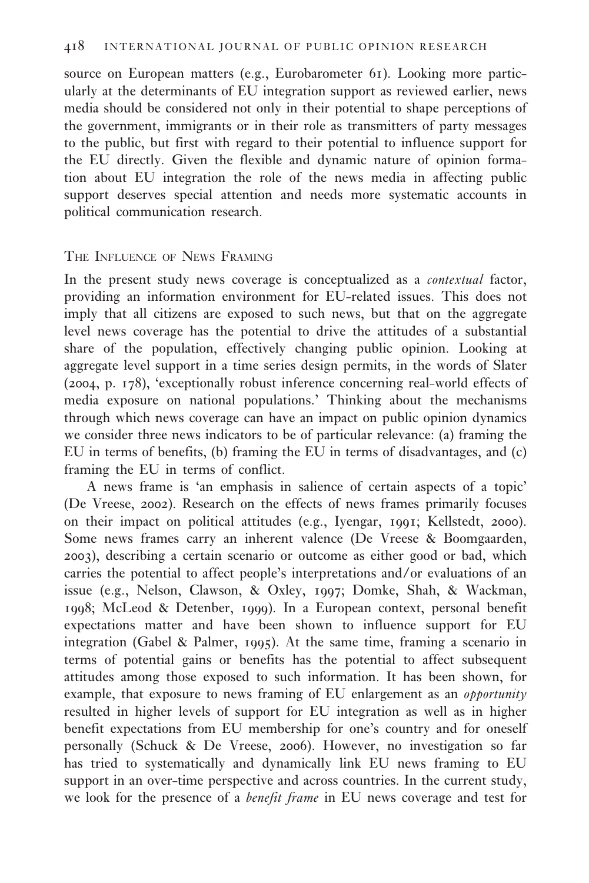source on European matters (e.g., Eurobarometer 61). Looking more particularly at the determinants of EU integration support as reviewed earlier, news media should be considered not only in their potential to shape perceptions of the government, immigrants or in their role as transmitters of party messages to the public, but first with regard to their potential to influence support for the EU directly. Given the flexible and dynamic nature of opinion formation about EU integration the role of the news media in affecting public support deserves special attention and needs more systematic accounts in political communication research.

## The Influence of News Framing

In the present study news coverage is conceptualized as a *contextual* factor, providing an information environment for EU-related issues. This does not imply that all citizens are exposed to such news, but that on the aggregate level news coverage has the potential to drive the attitudes of a substantial share of the population, effectively changing public opinion. Looking at aggregate level support in a time series design permits, in the words of Slater (2004, p. 178), 'exceptionally robust inference concerning real-world effects of media exposure on national populations.' Thinking about the mechanisms through which news coverage can have an impact on public opinion dynamics we consider three news indicators to be of particular relevance: (a) framing the EU in terms of benefits, (b) framing the EU in terms of disadvantages, and (c) framing the EU in terms of conflict.

A news frame is 'an emphasis in salience of certain aspects of a topic' (De Vreese, 2002). Research on the effects of news frames primarily focuses on their impact on political attitudes (e.g., Iyengar, 1991; Kellstedt, 2000). Some news frames carry an inherent valence (De Vreese & Boomgaarden, 2003), describing a certain scenario or outcome as either good or bad, which carries the potential to affect people's interpretations and/or evaluations of an issue (e.g., Nelson, Clawson, & Oxley, 1997; Domke, Shah, & Wackman, 1998; McLeod & Detenber, 1999). In a European context, personal benefit expectations matter and have been shown to influence support for EU integration (Gabel & Palmer, 1995). At the same time, framing a scenario in terms of potential gains or benefits has the potential to affect subsequent attitudes among those exposed to such information. It has been shown, for example, that exposure to news framing of EU enlargement as an *opportunity* resulted in higher levels of support for EU integration as well as in higher benefit expectations from EU membership for one's country and for oneself personally (Schuck & De Vreese, 2006). However, no investigation so far has tried to systematically and dynamically link EU news framing to EU support in an over-time perspective and across countries. In the current study, we look for the presence of a *benefit frame* in EU news coverage and test for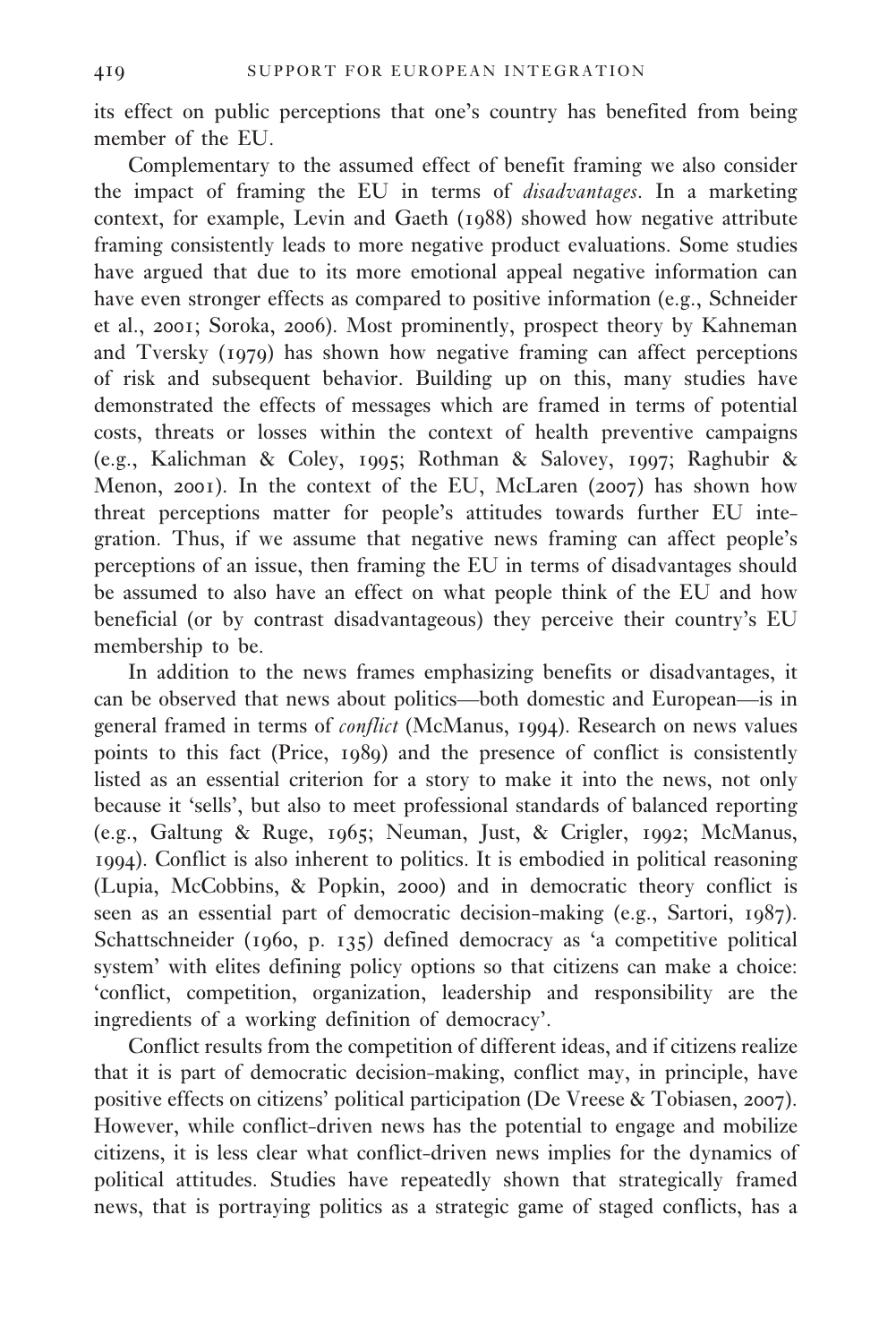its effect on public perceptions that one's country has benefited from being member of the EU.

Complementary to the assumed effect of benefit framing we also consider the impact of framing the EU in terms of *disadvantages*. In a marketing context, for example, Levin and Gaeth (1988) showed how negative attribute framing consistently leads to more negative product evaluations. Some studies have argued that due to its more emotional appeal negative information can have even stronger effects as compared to positive information (e.g., Schneider et al., 2001; Soroka, 2006). Most prominently, prospect theory by Kahneman and Tversky (1979) has shown how negative framing can affect perceptions of risk and subsequent behavior. Building up on this, many studies have demonstrated the effects of messages which are framed in terms of potential costs, threats or losses within the context of health preventive campaigns (e.g., Kalichman & Coley, 1995; Rothman & Salovey, 1997; Raghubir & Menon, 2001). In the context of the EU, McLaren (2007) has shown how threat perceptions matter for people's attitudes towards further EU integration. Thus, if we assume that negative news framing can affect people's perceptions of an issue, then framing the EU in terms of disadvantages should be assumed to also have an effect on what people think of the EU and how beneficial (or by contrast disadvantageous) they perceive their country's EU membership to be.

In addition to the news frames emphasizing benefits or disadvantages, it can be observed that news about politics—both domestic and European—is in general framed in terms of *conflict* (McManus, 1994). Research on news values points to this fact (Price, 1989) and the presence of conflict is consistently listed as an essential criterion for a story to make it into the news, not only because it 'sells', but also to meet professional standards of balanced reporting (e.g., Galtung & Ruge, 1965; Neuman, Just, & Crigler, 1992; McManus, 1994). Conflict is also inherent to politics. It is embodied in political reasoning (Lupia, McCobbins, & Popkin, 2000) and in democratic theory conflict is seen as an essential part of democratic decision-making (e.g., Sartori, 1987). Schattschneider (1960, p. 135) defined democracy as 'a competitive political system' with elites defining policy options so that citizens can make a choice: 'conflict, competition, organization, leadership and responsibility are the ingredients of a working definition of democracy'.

Conflict results from the competition of different ideas, and if citizens realize that it is part of democratic decision-making, conflict may, in principle, have positive effects on citizens' political participation (De Vreese & Tobiasen, 2007). However, while conflict-driven news has the potential to engage and mobilize citizens, it is less clear what conflict-driven news implies for the dynamics of political attitudes. Studies have repeatedly shown that strategically framed news, that is portraying politics as a strategic game of staged conflicts, has a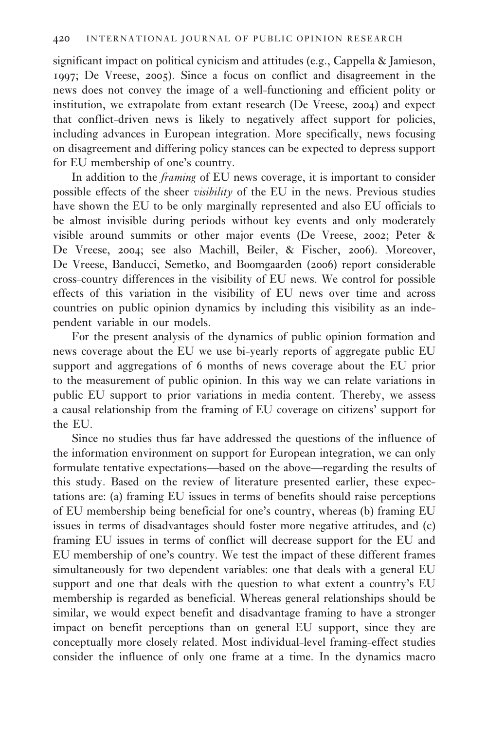significant impact on political cynicism and attitudes (e.g., Cappella & Jamieson, 1997; De Vreese, 2005). Since a focus on conflict and disagreement in the news does not convey the image of a well-functioning and efficient polity or institution, we extrapolate from extant research (De Vreese, 2004) and expect that conflict-driven news is likely to negatively affect support for policies, including advances in European integration. More specifically, news focusing on disagreement and differing policy stances can be expected to depress support for EU membership of one's country.

In addition to the *framing* of EU news coverage, it is important to consider possible effects of the sheer *visibility* of the EU in the news. Previous studies have shown the EU to be only marginally represented and also EU officials to be almost invisible during periods without key events and only moderately visible around summits or other major events (De Vreese, 2002; Peter & De Vreese, 2004; see also Machill, Beiler, & Fischer, 2006). Moreover, De Vreese, Banducci, Semetko, and Boomgaarden (2006) report considerable cross-country differences in the visibility of EU news. We control for possible effects of this variation in the visibility of EU news over time and across countries on public opinion dynamics by including this visibility as an independent variable in our models.

For the present analysis of the dynamics of public opinion formation and news coverage about the EU we use bi-yearly reports of aggregate public EU support and aggregations of 6 months of news coverage about the EU prior to the measurement of public opinion. In this way we can relate variations in public EU support to prior variations in media content. Thereby, we assess a causal relationship from the framing of EU coverage on citizens' support for the EU.

Since no studies thus far have addressed the questions of the influence of the information environment on support for European integration, we can only formulate tentative expectations—based on the above—regarding the results of this study. Based on the review of literature presented earlier, these expectations are: (a) framing EU issues in terms of benefits should raise perceptions of EU membership being beneficial for one's country, whereas (b) framing EU issues in terms of disadvantages should foster more negative attitudes, and (c) framing EU issues in terms of conflict will decrease support for the EU and EU membership of one's country. We test the impact of these different frames simultaneously for two dependent variables: one that deals with a general EU support and one that deals with the question to what extent a country's EU membership is regarded as beneficial. Whereas general relationships should be similar, we would expect benefit and disadvantage framing to have a stronger impact on benefit perceptions than on general EU support, since they are conceptually more closely related. Most individual-level framing-effect studies consider the influence of only one frame at a time. In the dynamics macro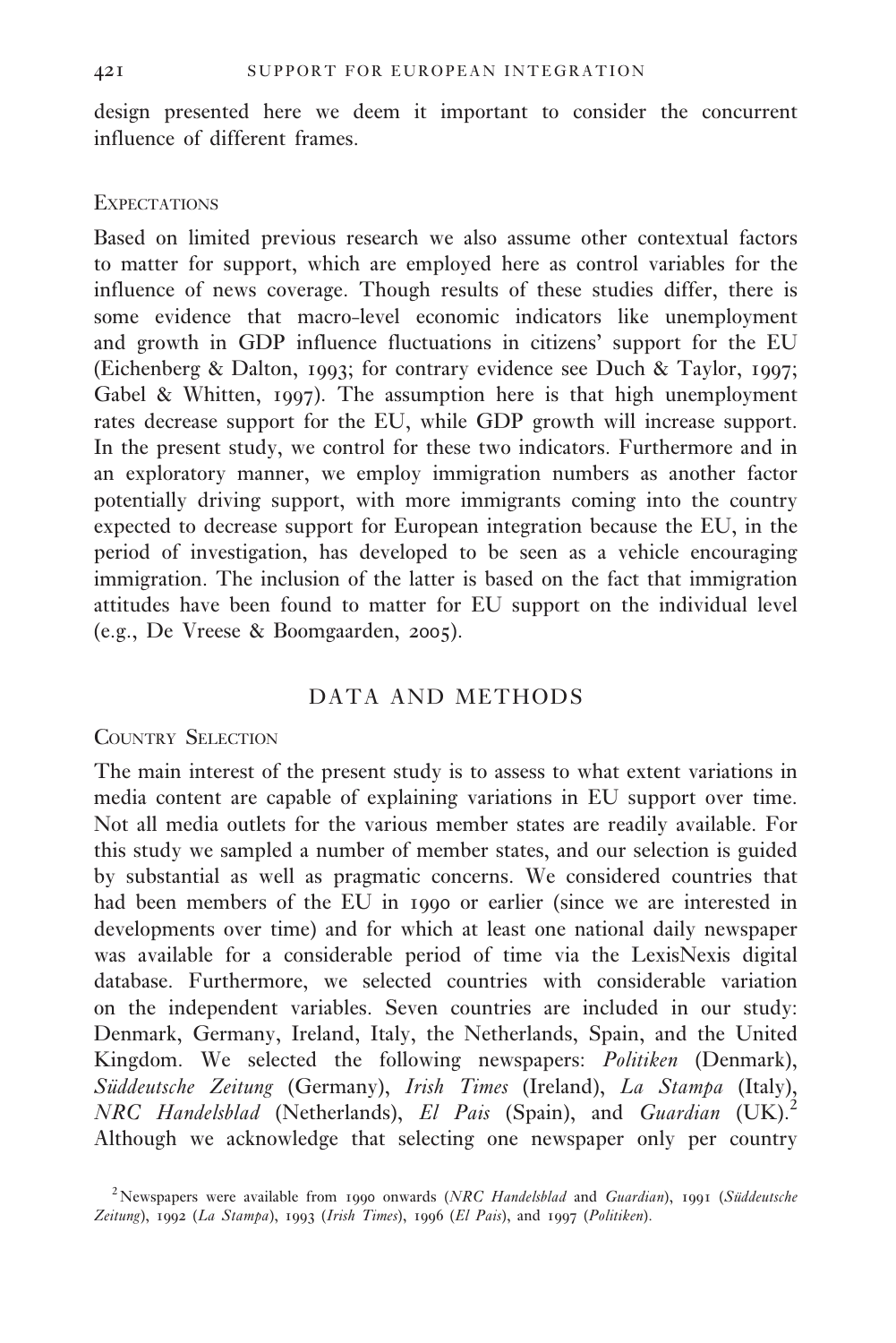design presented here we deem it important to consider the concurrent influence of different frames.

### Expectations

Based on limited previous research we also assume other contextual factors to matter for support, which are employed here as control variables for the influence of news coverage. Though results of these studies differ, there is some evidence that macro-level economic indicators like unemployment and growth in GDP influence fluctuations in citizens' support for the EU (Eichenberg & Dalton, 1993; for contrary evidence see Duch & Taylor, 1997; Gabel & Whitten, 1997). The assumption here is that high unemployment rates decrease support for the EU, while GDP growth will increase support. In the present study, we control for these two indicators. Furthermore and in an exploratory manner, we employ immigration numbers as another factor potentially driving support, with more immigrants coming into the country expected to decrease support for European integration because the EU, in the period of investigation, has developed to be seen as a vehicle encouraging immigration. The inclusion of the latter is based on the fact that immigration attitudes have been found to matter for EU support on the individual level (e.g., De Vreese & Boomgaarden, 2005).

## DATA AND METHODS

### Country Selection

The main interest of the present study is to assess to what extent variations in media content are capable of explaining variations in EU support over time. Not all media outlets for the various member states are readily available. For this study we sampled a number of member states, and our selection is guided by substantial as well as pragmatic concerns. We considered countries that had been members of the EU in 1990 or earlier (since we are interested in developments over time) and for which at least one national daily newspaper was available for a considerable period of time via the LexisNexis digital database. Furthermore, we selected countries with considerable variation on the independent variables. Seven countries are included in our study: Denmark, Germany, Ireland, Italy, the Netherlands, Spain, and the United Kingdom. We selected the following newspapers: *Politiken* (Denmark), *Süddeutsche Zeitung* (Germany), *Irish Times* (Ireland), *La Stampa* (Italy), *NRC Handelsblad* (Netherlands), *El Pais* (Spain), and *Guardian* (UK).[2] Although we acknowledge that selecting one newspaper only per country

[2] Newspapers were available from 1990 onwards (*NRC Handelsblad* and *Guardian*), 1991 (*Süddeutsche Zeitung*), 1992 (*La Stampa*), 1993 (*Irish Times*), 1996 (*El Pais*), and 1997 (*Politiken*).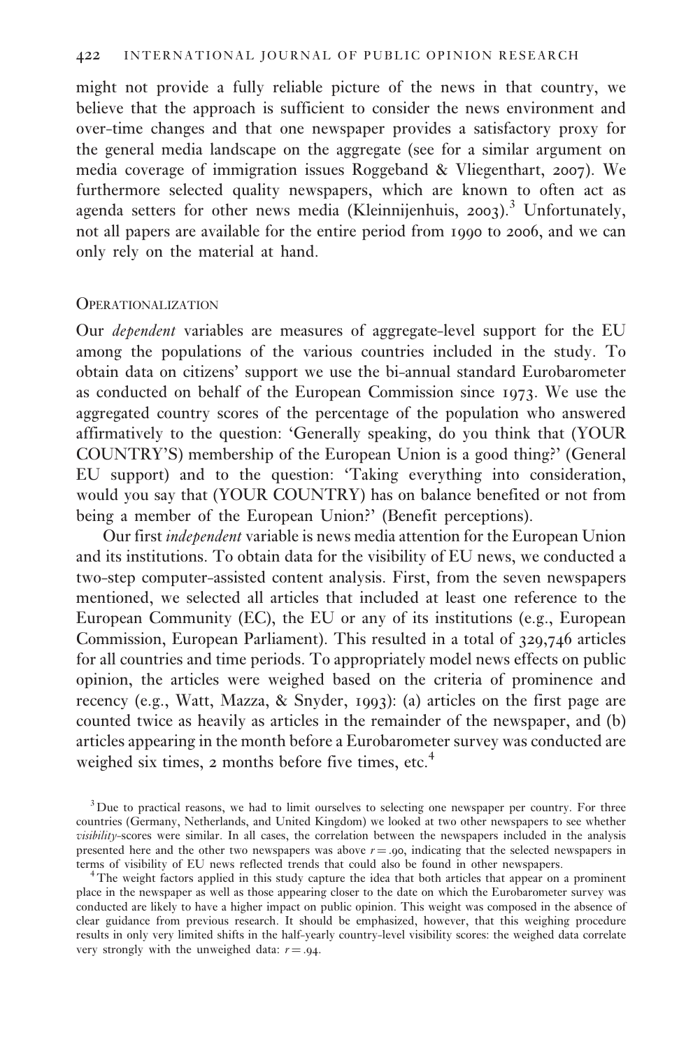might not provide a fully reliable picture of the news in that country, we believe that the approach is sufficient to consider the news environment and over-time changes and that one newspaper provides a satisfactory proxy for the general media landscape on the aggregate (see for a similar argument on media coverage of immigration issues Roggeband & Vliegenthart, 2007). We furthermore selected quality newspapers, which are known to often act as agenda setters for other news media (Kleinnijenhuis, 2003).[3] Unfortunately, not all papers are available for the entire period from 1990 to 2006, and we can only rely on the material at hand.

## Operationalization

Our *dependent* variables are measures of aggregate-level support for the EU among the populations of the various countries included in the study. To obtain data on citizens' support we use the bi-annual standard Eurobarometer as conducted on behalf of the European Commission since 1973. We use the aggregated country scores of the percentage of the population who answered affirmatively to the question: 'Generally speaking, do you think that (YOUR COUNTRY'S) membership of the European Union is a good thing?' (General EU support) and to the question: 'Taking everything into consideration, would you say that (YOUR COUNTRY) has on balance benefited or not from being a member of the European Union?' (Benefit perceptions).

Our first *independent* variable is news media attention for the European Union and its institutions. To obtain data for the visibility of EU news, we conducted a two-step computer-assisted content analysis. First, from the seven newspapers mentioned, we selected all articles that included at least one reference to the European Community (EC), the EU or any of its institutions (e.g., European Commission, European Parliament). This resulted in a total of 329,746 articles for all countries and time periods. To appropriately model news effects on public opinion, the articles were weighed based on the criteria of prominence and recency (e.g., Watt, Mazza, & Snyder, 1993): (a) articles on the first page are counted twice as heavily as articles in the remainder of the newspaper, and (b) articles appearing in the month before a Eurobarometer survey was conducted are weighed six times, 2 months before five times, etc.[4]

[3] Due to practical reasons, we had to limit ourselves to selecting one newspaper per country. For three countries (Germany, Netherlands, and United Kingdom) we looked at two other newspapers to see whether *visibility*-scores were similar. In all cases, the correlation between the newspapers included in the analysis presented here and the other two newspapers was above $r = .90$, indicating that the selected newspapers in terms of visibility of EU news reflected trends that could also be found in other newspapers.

[4] The weight factors applied in this study capture the idea that both articles that appear on a prominent place in the newspaper as well as those appearing closer to the date on which the Eurobarometer survey was conducted are likely to have a higher impact on public opinion. This weight was composed in the absence of clear guidance from previous research. It should be emphasized, however, that this weighing procedure results in only very limited shifts in the half-yearly country-level visibility scores: the weighed data correlate very strongly with the unweighed data: $r = .94$.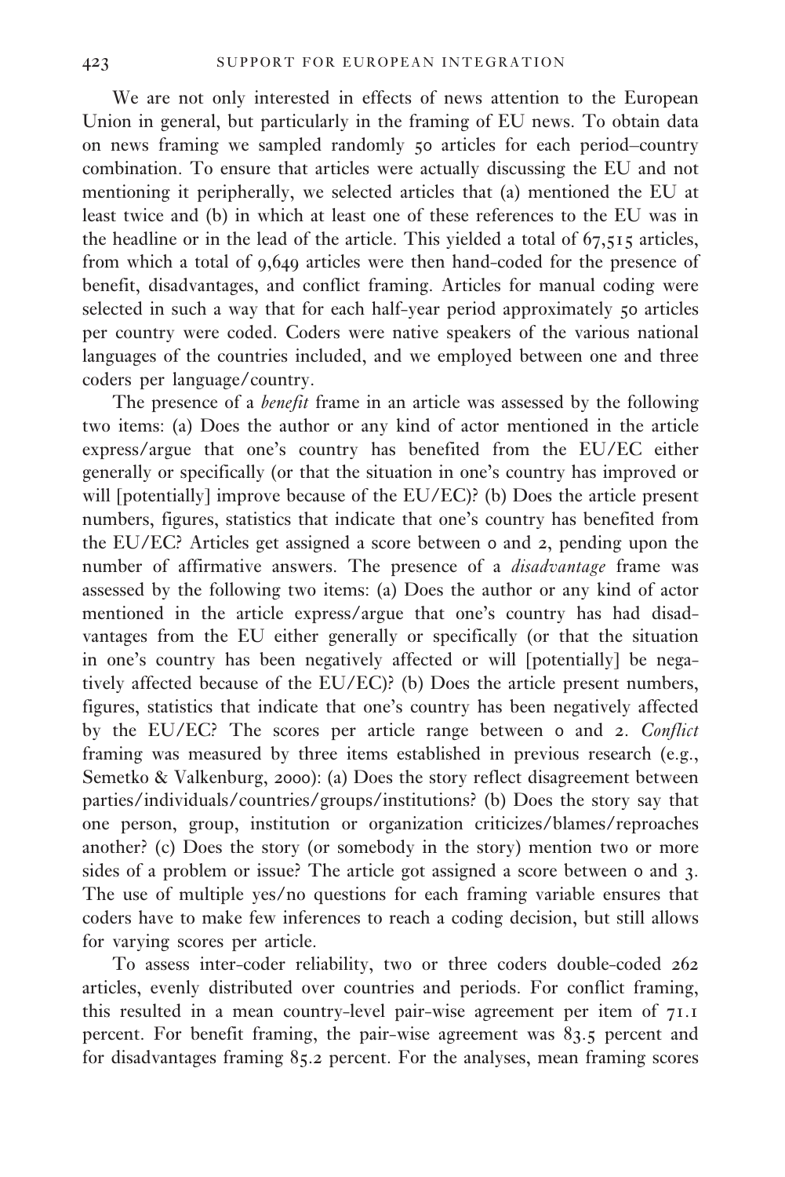We are not only interested in effects of news attention to the European Union in general, but particularly in the framing of EU news. To obtain data on news framing we sampled randomly 50 articles for each period–country combination. To ensure that articles were actually discussing the EU and not mentioning it peripherally, we selected articles that (a) mentioned the EU at least twice and (b) in which at least one of these references to the EU was in the headline or in the lead of the article. This yielded a total of 67,515 articles, from which a total of 9,649 articles were then hand-coded for the presence of benefit, disadvantages, and conflict framing. Articles for manual coding were selected in such a way that for each half-year period approximately 50 articles per country were coded. Coders were native speakers of the various national languages of the countries included, and we employed between one and three coders per language/country.

The presence of a *benefit* frame in an article was assessed by the following two items: (a) Does the author or any kind of actor mentioned in the article express/argue that one's country has benefited from the EU/EC either generally or specifically (or that the situation in one's country has improved or will [potentially] improve because of the EU/EC)? (b) Does the article present numbers, figures, statistics that indicate that one's country has benefited from the EU/EC? Articles get assigned a score between 0 and 2, pending upon the number of affirmative answers. The presence of a *disadvantage* frame was assessed by the following two items: (a) Does the author or any kind of actor mentioned in the article express/argue that one's country has had disadvantages from the EU either generally or specifically (or that the situation in one's country has been negatively affected or will [potentially] be negatively affected because of the EU/EC)? (b) Does the article present numbers, figures, statistics that indicate that one's country has been negatively affected by the EU/EC? The scores per article range between 0 and 2. *Conflict* framing was measured by three items established in previous research (e.g., Semetko & Valkenburg, 2000): (a) Does the story reflect disagreement between parties/individuals/countries/groups/institutions? (b) Does the story say that one person, group, institution or organization criticizes/blames/reproaches another? (c) Does the story (or somebody in the story) mention two or more sides of a problem or issue? The article got assigned a score between 0 and 3. The use of multiple yes/no questions for each framing variable ensures that coders have to make few inferences to reach a coding decision, but still allows for varying scores per article.

To assess inter-coder reliability, two or three coders double-coded 262 articles, evenly distributed over countries and periods. For conflict framing, this resulted in a mean country-level pair-wise agreement per item of 71.1 percent. For benefit framing, the pair-wise agreement was 83.5 percent and for disadvantages framing 85.2 percent. For the analyses, mean framing scores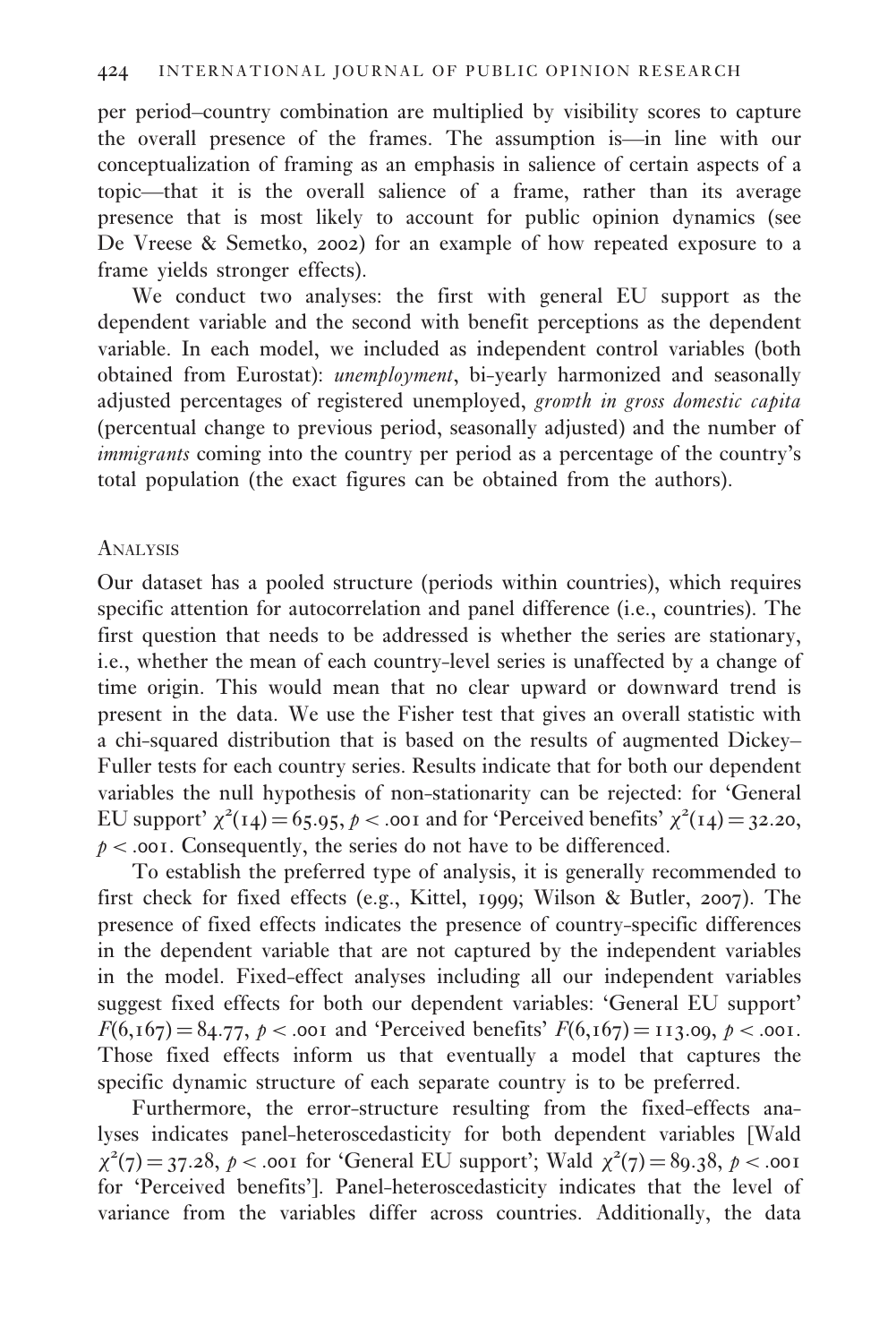per period–country combination are multiplied by visibility scores to capture the overall presence of the frames. The assumption is—in line with our conceptualization of framing as an emphasis in salience of certain aspects of a topic—that it is the overall salience of a frame, rather than its average presence that is most likely to account for public opinion dynamics (see De Vreese & Semetko, 2002) for an example of how repeated exposure to a frame yields stronger effects).

We conduct two analyses: the first with general EU support as the dependent variable and the second with benefit perceptions as the dependent variable. In each model, we included as independent control variables (both obtained from Eurostat): *unemployment*, bi-yearly harmonized and seasonally adjusted percentages of registered unemployed, *growth in gross domestic capita* (percentual change to previous period, seasonally adjusted) and the number of *immigrants* coming into the country per period as a percentage of the country's total population (the exact figures can be obtained from the authors).

## Analysis

Our dataset has a pooled structure (periods within countries), which requires specific attention for autocorrelation and panel difference (i.e., countries). The first question that needs to be addressed is whether the series are stationary, i.e., whether the mean of each country-level series is unaffected by a change of time origin. This would mean that no clear upward or downward trend is present in the data. We use the Fisher test that gives an overall statistic with a chi-squared distribution that is based on the results of augmented Dickey–Fuller tests for each country series. Results indicate that for both our dependent variables the null hypothesis of non-stationarity can be rejected: for 'General EU support' $\chi^2(14) = 65.95$, $p < .001$ and for 'Perceived benefits' $\chi^2(14) = 32.20$, $p < .001$. Consequently, the series do not have to be differenced.

To establish the preferred type of analysis, it is generally recommended to first check for fixed effects (e.g., Kittel, 1999; Wilson & Butler, 2007). The presence of fixed effects indicates the presence of country-specific differences in the dependent variable that are not captured by the independent variables in the model. Fixed-effect analyses including all our independent variables suggest fixed effects for both our dependent variables: 'General EU support' $F(6,167) = 84.77$, $p < .001$ and 'Perceived benefits' $F(6,167) = 113.09$, $p < .001$. Those fixed effects inform us that eventually a model that captures the specific dynamic structure of each separate country is to be preferred.

Furthermore, the error-structure resulting from the fixed-effects analyses indicates panel-heteroscedasticity for both dependent variables [Wald $\chi^2(7) = 37.28$, $p < .001$ for 'General EU support'; Wald $\chi^2(7) = 89.38$, $p < .001$ for 'Perceived benefits']. Panel-heteroscedasticity indicates that the level of variance from the variables differ across countries. Additionally, the data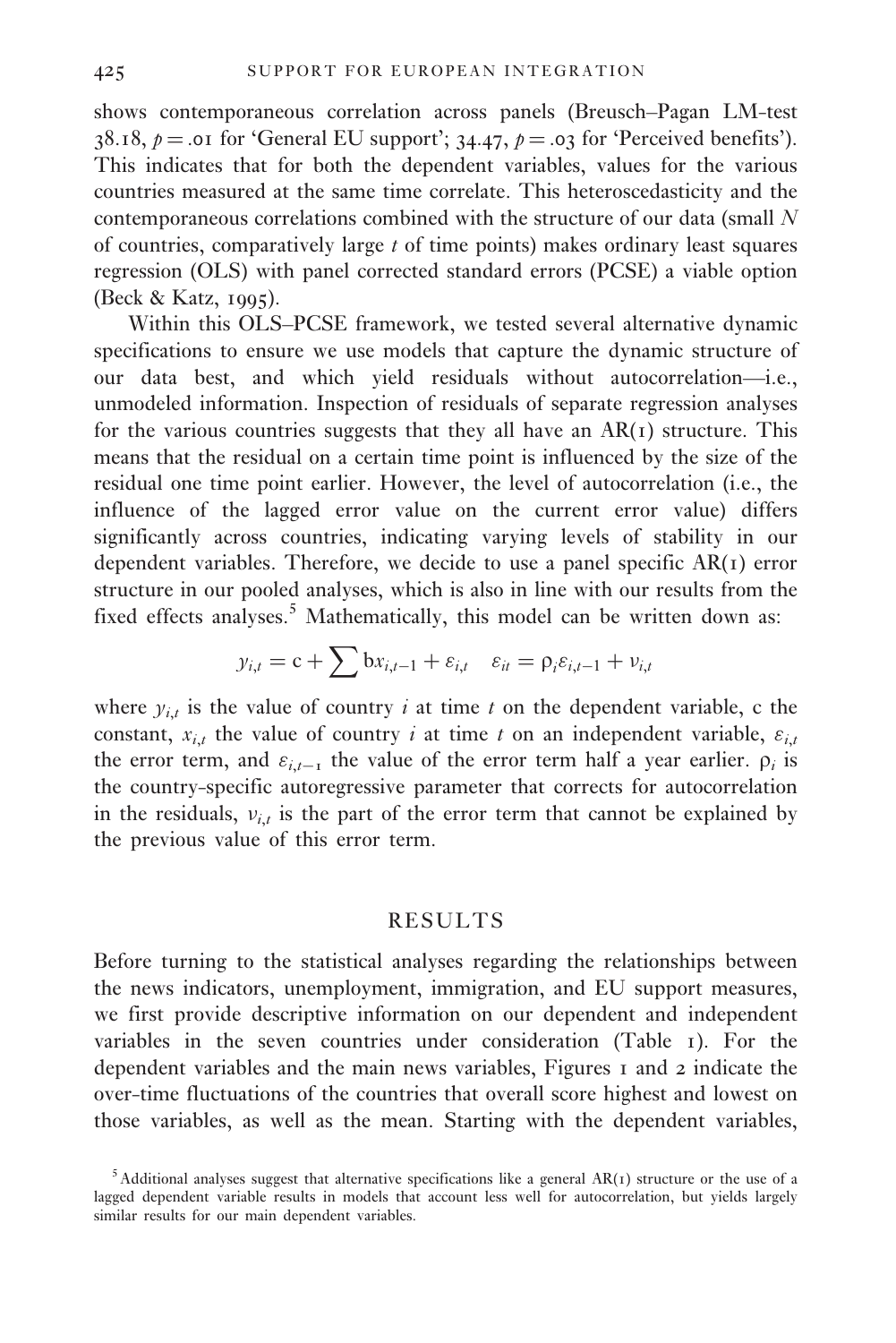shows contemporaneous correlation across panels (Breusch–Pagan LM-test 38.18, $p = .01$ for 'General EU support'; 34.47, $p = .03$ for 'Perceived benefits'). This indicates that for both the dependent variables, values for the various countries measured at the same time correlate. This heteroscedasticity and the contemporaneous correlations combined with the structure of our data (small $N$ of countries, comparatively large $t$ of time points) makes ordinary least squares regression (OLS) with panel corrected standard errors (PCSE) a viable option (Beck & Katz, 1995).

Within this OLS–PCSE framework, we tested several alternative dynamic specifications to ensure we use models that capture the dynamic structure of our data best, and which yield residuals without autocorrelation—i.e., unmodeled information. Inspection of residuals of separate regression analyses for the various countries suggests that they all have an AR(1) structure. This means that the residual on a certain time point is influenced by the size of the residual one time point earlier. However, the level of autocorrelation (i.e., the influence of the lagged error value on the current error value) differs significantly across countries, indicating varying levels of stability in our dependent variables. Therefore, we decide to use a panel specific AR(1) error structure in our pooled analyses, which is also in line with our results from the fixed effects analyses.[5] Mathematically, this model can be written down as:

$$y_{i,t} = \mathrm{c} + \sum \mathrm{b}x_{i,t-1} + \varepsilon_{i,t} \quad \varepsilon_{it} = \rho_i \varepsilon_{i,t-1} + \nu_{i,t}$$

where $y_{i,t}$ is the value of country $i$ at time $t$ on the dependent variable, c the constant, $x_{i,t}$ the value of country $i$ at time $t$ on an independent variable, $\varepsilon_{i,t}$ the error term, and $\varepsilon_{i,t-1}$ the value of the error term half a year earlier. $\rho_i$ is the country-specific autoregressive parameter that corrects for autocorrelation in the residuals, $\nu_{i,t}$ is the part of the error term that cannot be explained by the previous value of this error term.

## RESULTS

Before turning to the statistical analyses regarding the relationships between the news indicators, unemployment, immigration, and EU support measures, we first provide descriptive information on our dependent and independent variables in the seven countries under consideration (Table 1). For the dependent variables and the main news variables, Figures 1 and 2 indicate the over-time fluctuations of the countries that overall score highest and lowest on those variables, as well as the mean. Starting with the dependent variables,

[5] Additional analyses suggest that alternative specifications like a general AR(1) structure or the use of a lagged dependent variable results in models that account less well for autocorrelation, but yields largely similar results for our main dependent variables.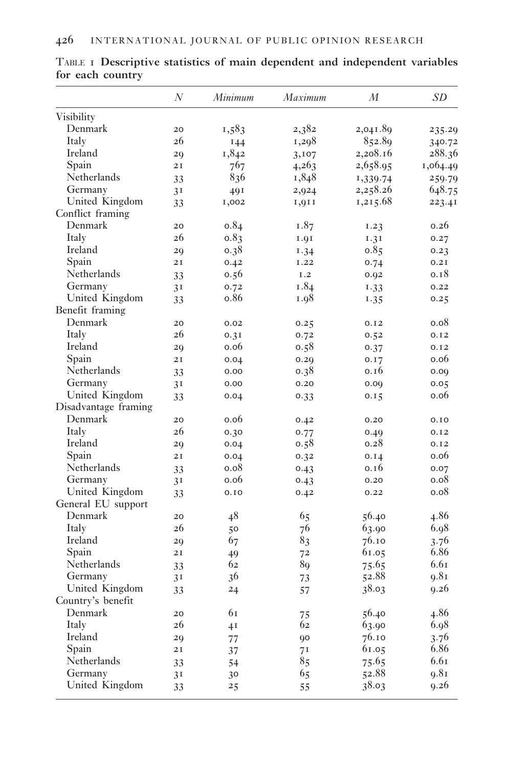Table 1 **Descriptive statistics of main dependent and independent variables for each country**

| | *N* | *Minimum* | *Maximum* | *M* | *SD* |
|---|---|---|---|---|---|
| Visibility | | | | | |
| Denmark | 20 | 1,583 | 2,382 | 2,041.89 | 235.29 |
| Italy | 26 | 144 | 1,298 | 852.89 | 340.72 |
| Ireland | 29 | 1,842 | 3,107 | 2,208.16 | 288.36 |
| Spain | 21 | 767 | 4,263 | 2,658.95 | 1,064.49 |
| Netherlands | 33 | 836 | 1,848 | 1,339.74 | 259.79 |
| Germany | 31 | 491 | 2,924 | 2,258.26 | 648.75 |
| United Kingdom | 33 | 1,002 | 1,911 | 1,215.68 | 223.41 |
| Conflict framing | | | | | |
| Denmark | 20 | 0.84 | 1.87 | 1.23 | 0.26 |
| Italy | 26 | 0.83 | 1.91 | 1.31 | 0.27 |
| Ireland | 29 | 0.38 | 1.34 | 0.85 | 0.23 |
| Spain | 21 | 0.42 | 1.22 | 0.74 | 0.21 |
| Netherlands | 33 | 0.56 | 1.2 | 0.92 | 0.18 |
| Germany | 31 | 0.72 | 1.84 | 1.33 | 0.22 |
| United Kingdom | 33 | 0.86 | 1.98 | 1.35 | 0.25 |
| Benefit framing | | | | | |
| Denmark | 20 | 0.02 | 0.25 | 0.12 | 0.08 |
| Italy | 26 | 0.31 | 0.72 | 0.52 | 0.12 |
| Ireland | 29 | 0.06 | 0.58 | 0.37 | 0.12 |
| Spain | 21 | 0.04 | 0.29 | 0.17 | 0.06 |
| Netherlands | 33 | 0.00 | 0.38 | 0.16 | 0.09 |
| Germany | 31 | 0.00 | 0.20 | 0.09 | 0.05 |
| United Kingdom | 33 | 0.04 | 0.33 | 0.15 | 0.06 |
| Disadvantage framing | | | | | |
| Denmark | 20 | 0.06 | 0.42 | 0.20 | 0.10 |
| Italy | 26 | 0.30 | 0.77 | 0.49 | 0.12 |
| Ireland | 29 | 0.04 | 0.58 | 0.28 | 0.12 |
| Spain | 21 | 0.04 | 0.32 | 0.14 | 0.06 |
| Netherlands | 33 | 0.08 | 0.43 | 0.16 | 0.07 |
| Germany | 31 | 0.06 | 0.43 | 0.20 | 0.08 |
| United Kingdom | 33 | 0.10 | 0.42 | 0.22 | 0.08 |
| General EU support | | | | | |
| Denmark | 20 | 48 | 65 | 56.40 | 4.86 |
| Italy | 26 | 50 | 76 | 63.90 | 6.98 |
| Ireland | 29 | 67 | 83 | 76.10 | 3.76 |
| Spain | 21 | 49 | 72 | 61.05 | 6.86 |
| Netherlands | 33 | 62 | 89 | 75.65 | 6.61 |
| Germany | 31 | 36 | 73 | 52.88 | 9.81 |
| United Kingdom | 33 | 24 | 57 | 38.03 | 9.26 |
| Country's benefit | | | | | |
| Denmark | 20 | 61 | 75 | 56.40 | 4.86 |
| Italy | 26 | 41 | 62 | 63.90 | 6.98 |
| Ireland | 29 | 77 | 90 | 76.10 | 3.76 |
| Spain | 21 | 37 | 71 | 61.05 | 6.86 |
| Netherlands | 33 | 54 | 85 | 75.65 | 6.61 |
| Germany | 31 | 30 | 65 | 52.88 | 9.81 |
| United Kingdom | 33 | 25 | 55 | 38.03 | 9.26 |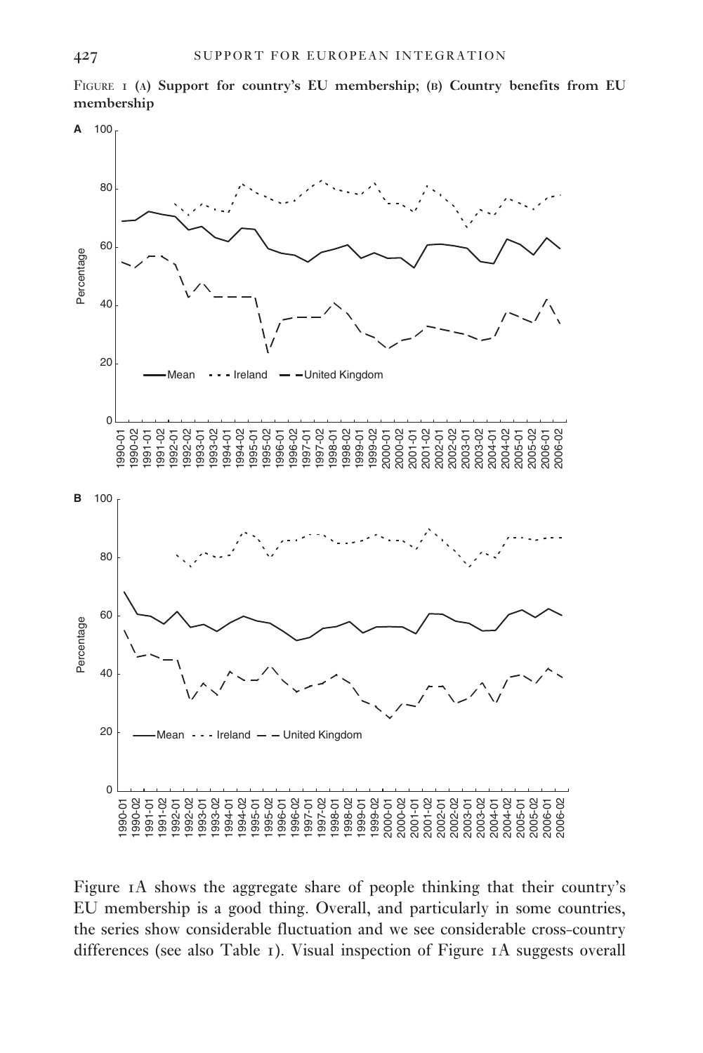Figure 1 (A) Support for country's EU membership; (B) Country benefits from EU membership

Figure 1A shows the aggregate share of people thinking that their country's EU membership is a good thing. Overall, and particularly in some countries, the series show considerable fluctuation and we see considerable cross-country differences (see also Table 1). Visual inspection of Figure 1A suggests overall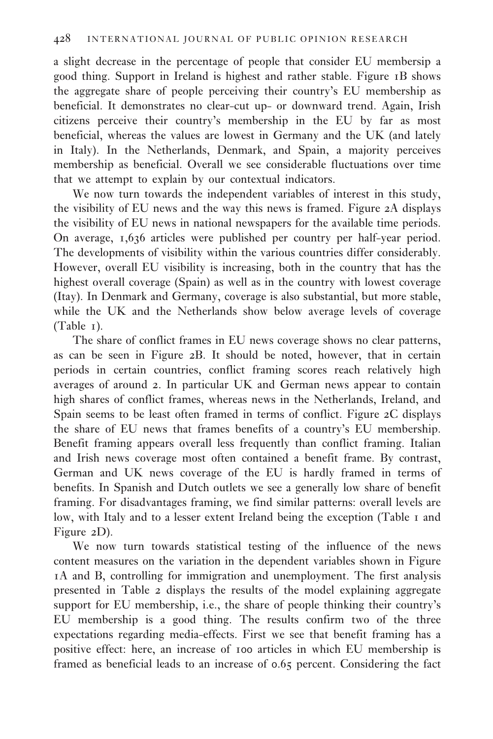a slight decrease in the percentage of people that consider EU membersip a good thing. Support in Ireland is highest and rather stable. Figure 1B shows the aggregate share of people perceiving their country's EU membership as beneficial. It demonstrates no clear-cut up- or downward trend. Again, Irish citizens perceive their country's membership in the EU by far as most beneficial, whereas the values are lowest in Germany and the UK (and lately in Italy). In the Netherlands, Denmark, and Spain, a majority perceives membership as beneficial. Overall we see considerable fluctuations over time that we attempt to explain by our contextual indicators.

We now turn towards the independent variables of interest in this study, the visibility of EU news and the way this news is framed. Figure 2A displays the visibility of EU news in national newspapers for the available time periods. On average, 1,636 articles were published per country per half-year period. The developments of visibility within the various countries differ considerably. However, overall EU visibility is increasing, both in the country that has the highest overall coverage (Spain) as well as in the country with lowest coverage (Itay). In Denmark and Germany, coverage is also substantial, but more stable, while the UK and the Netherlands show below average levels of coverage (Table 1).

The share of conflict frames in EU news coverage shows no clear patterns, as can be seen in Figure 2B. It should be noted, however, that in certain periods in certain countries, conflict framing scores reach relatively high averages of around 2. In particular UK and German news appear to contain high shares of conflict frames, whereas news in the Netherlands, Ireland, and Spain seems to be least often framed in terms of conflict. Figure 2C displays the share of EU news that frames benefits of a country's EU membership. Benefit framing appears overall less frequently than conflict framing. Italian and Irish news coverage most often contained a benefit frame. By contrast, German and UK news coverage of the EU is hardly framed in terms of benefits. In Spanish and Dutch outlets we see a generally low share of benefit framing. For disadvantages framing, we find similar patterns: overall levels are low, with Italy and to a lesser extent Ireland being the exception (Table 1 and Figure 2D).

We now turn towards statistical testing of the influence of the news content measures on the variation in the dependent variables shown in Figure 1A and B, controlling for immigration and unemployment. The first analysis presented in Table 2 displays the results of the model explaining aggregate support for EU membership, i.e., the share of people thinking their country's EU membership is a good thing. The results confirm two of the three expectations regarding media-effects. First we see that benefit framing has a positive effect: here, an increase of 100 articles in which EU membership is framed as beneficial leads to an increase of 0.65 percent. Considering the fact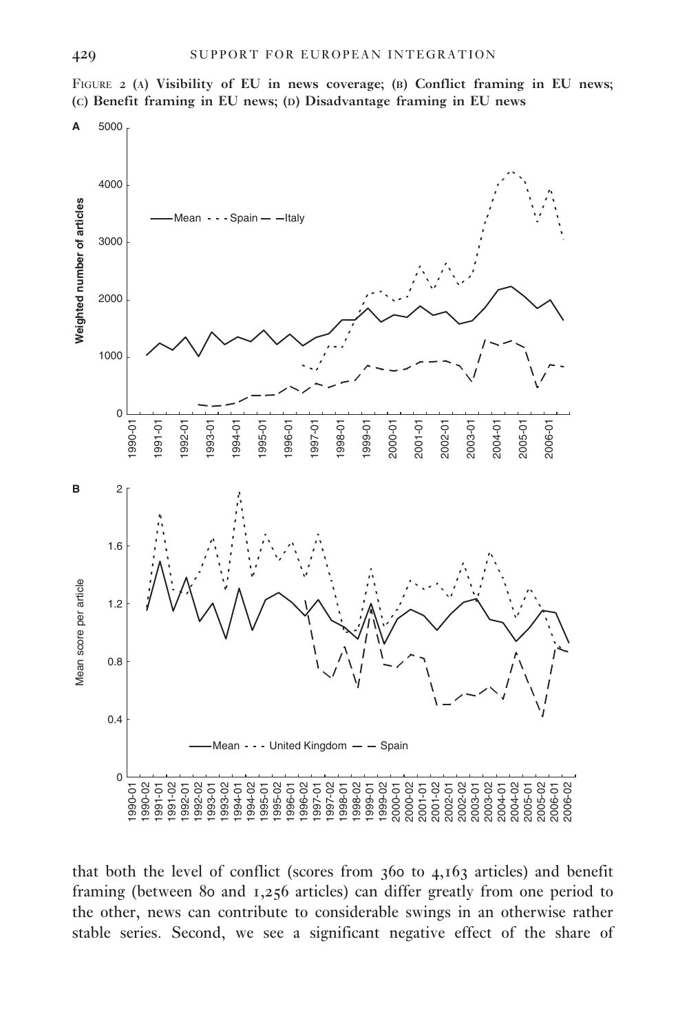FIGURE 2 (A) Visibility of EU in news coverage; (B) Conflict framing in EU news; (C) Benefit framing in EU news; (D) Disadvantage framing in EU news

that both the level of conflict (scores from 360 to 4,163 articles) and benefit framing (between 80 and 1,256 articles) can differ greatly from one period to the other, news can contribute to considerable swings in an otherwise rather stable series. Second, we see a significant negative effect of the share of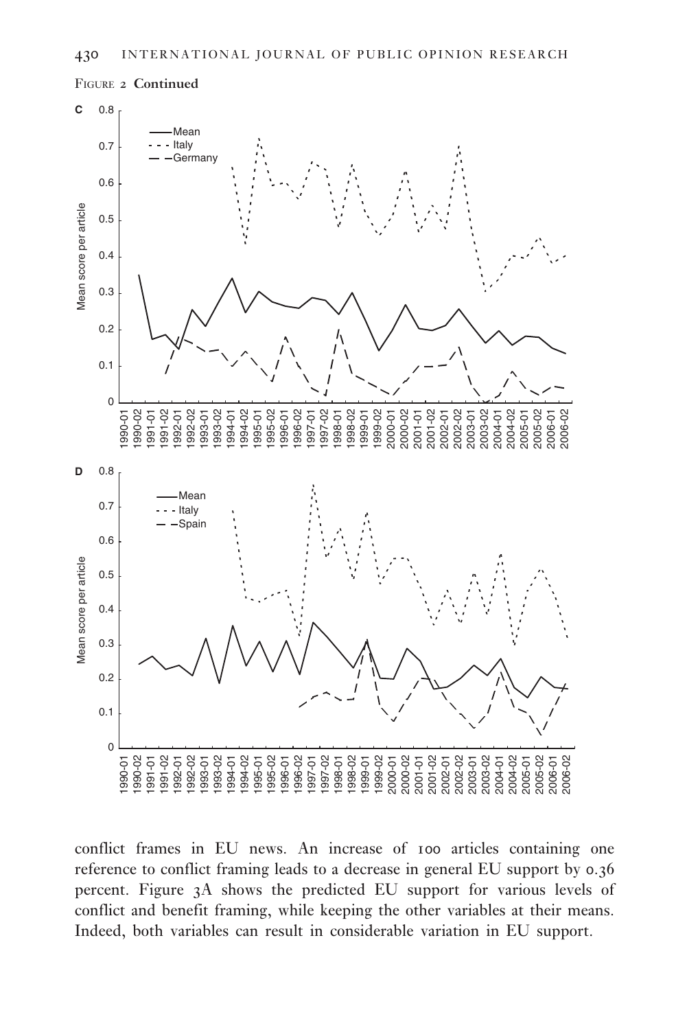Figure 2 **Continued**

conflict frames in EU news. An increase of 100 articles containing one reference to conflict framing leads to a decrease in general EU support by 0.36 percent. Figure 3A shows the predicted EU support for various levels of conflict and benefit framing, while keeping the other variables at their means. Indeed, both variables can result in considerable variation in EU support.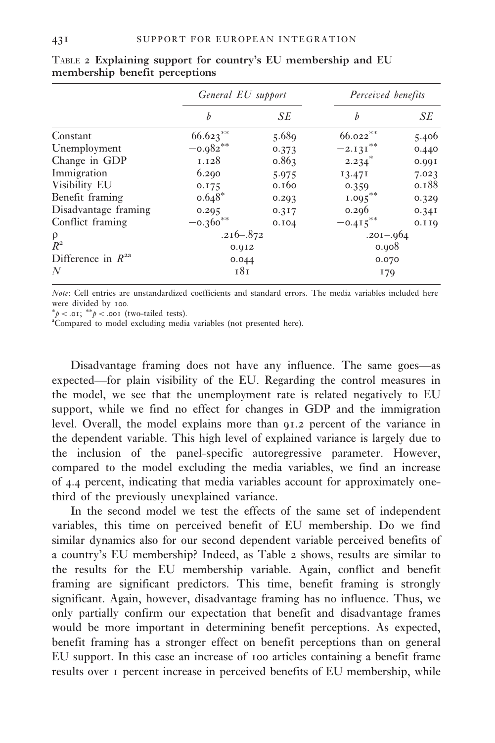TABLE 2 **Explaining support for country's EU membership and EU membership benefit perceptions**

| | *General EU support* | | *Perceived benefits* | |
|---|---|---|---|---|
| | *b* | *SE* | *b* | *SE* |
| Constant | 66.623** | 5.689 | 66.022** | 5.406 |
| Unemployment | −0.982** | 0.373 | −2.131** | 0.440 |
| Change in GDP | 1.128 | 0.863 | 2.234* | 0.991 |
| Immigration | 6.290 | 5.975 | 13.471 | 7.023 |
| Visibility EU | 0.175 | 0.160 | 0.359 | 0.188 |
| Benefit framing | 0.648* | 0.293 | 1.095** | 0.329 |
| Disadvantage framing | 0.295 | 0.317 | 0.296 | 0.341 |
| Conflict framing | −0.360** | 0.104 | −0.415** | 0.119 |
| ρ | .216–.872 | | .201–.964 | |
| $R^2$ | 0.912 | | 0.908 | |
| Difference in $R^2$[a] | 0.044 | | 0.070 | |
| *N* | 181 | | 179 | |

*Note*: Cell entries are unstandardized coefficients and standard errors. The media variables included here were divided by 100.

*$p < .01$; **$p < .001$ (two-tailed tests).

[a]Compared to model excluding media variables (not presented here).

Disadvantage framing does not have any influence. The same goes—as expected—for plain visibility of the EU. Regarding the control measures in the model, we see that the unemployment rate is related negatively to EU support, while we find no effect for changes in GDP and the immigration level. Overall, the model explains more than 91.2 percent of the variance in the dependent variable. This high level of explained variance is largely due to the inclusion of the panel-specific autoregressive parameter. However, compared to the model excluding the media variables, we find an increase of 4.4 percent, indicating that media variables account for approximately one-third of the previously unexplained variance.

In the second model we test the effects of the same set of independent variables, this time on perceived benefit of EU membership. Do we find similar dynamics also for our second dependent variable perceived benefits of a country's EU membership? Indeed, as Table 2 shows, results are similar to the results for the EU membership variable. Again, conflict and benefit framing are significant predictors. This time, benefit framing is strongly significant. Again, however, disadvantage framing has no influence. Thus, we only partially confirm our expectation that benefit and disadvantage frames would be more important in determining benefit perceptions. As expected, benefit framing has a stronger effect on benefit perceptions than on general EU support. In this case an increase of 100 articles containing a benefit frame results over 1 percent increase in perceived benefits of EU membership, while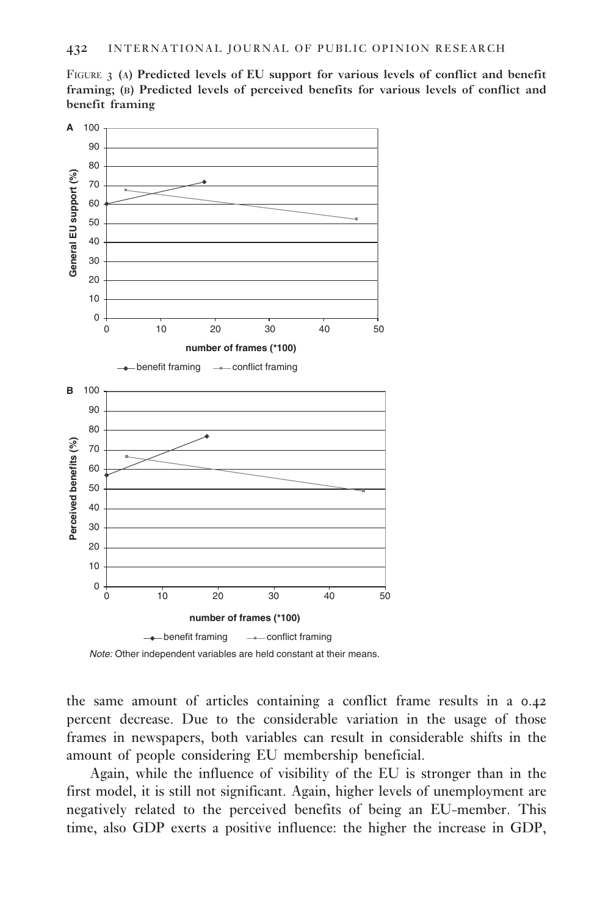FIGURE 3 (A) Predicted levels of EU support for various levels of conflict and benefit framing; (B) Predicted levels of perceived benefits for various levels of conflict and benefit framing

*Note:* Other independent variables are held constant at their means.

the same amount of articles containing a conflict frame results in a 0.42 percent decrease. Due to the considerable variation in the usage of those frames in newspapers, both variables can result in considerable shifts in the amount of people considering EU membership beneficial.

Again, while the influence of visibility of the EU is stronger than in the first model, it is still not significant. Again, higher levels of unemployment are negatively related to the perceived benefits of being an EU-member. This time, also GDP exerts a positive influence: the higher the increase in GDP,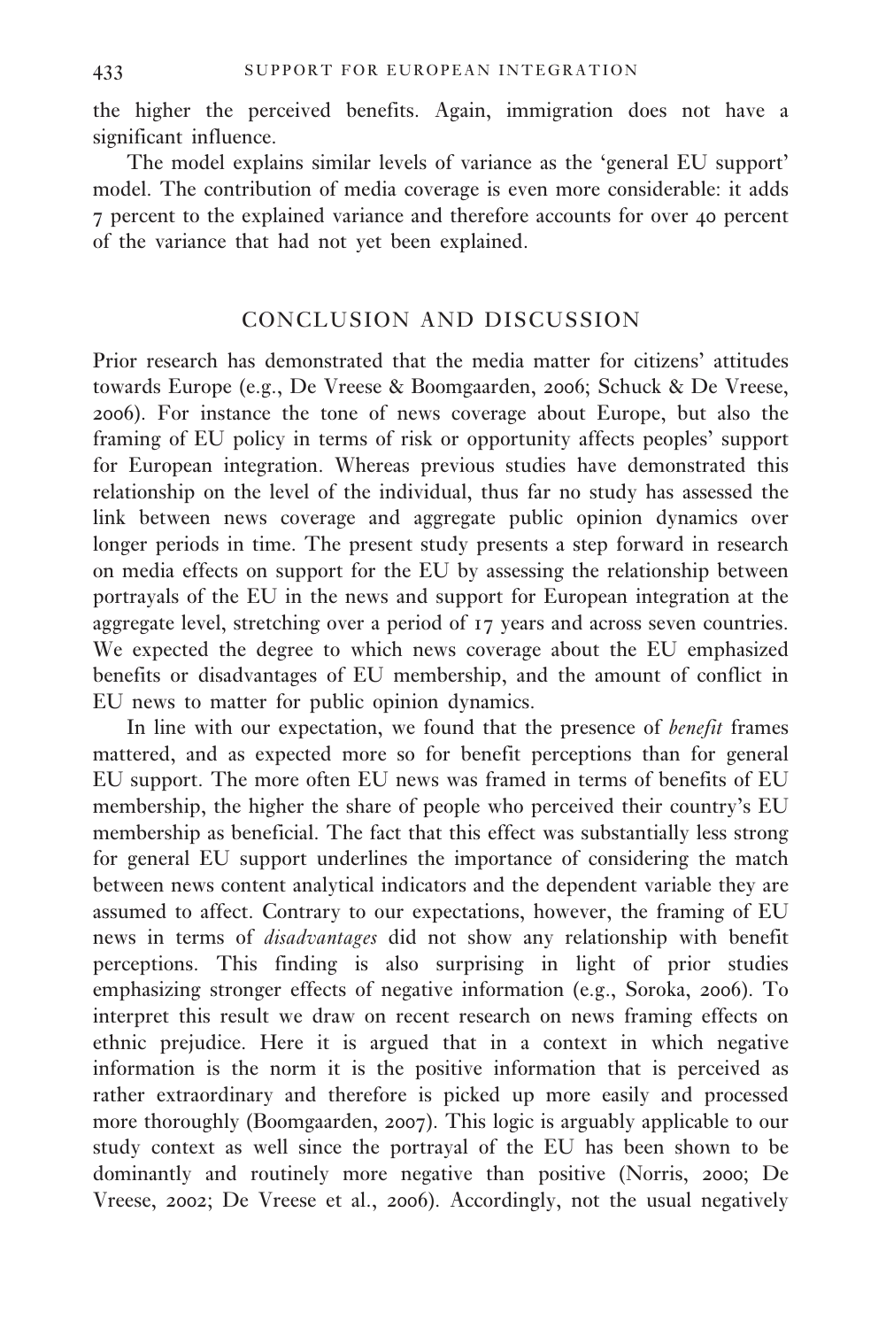the higher the perceived benefits. Again, immigration does not have a significant influence.

The model explains similar levels of variance as the 'general EU support' model. The contribution of media coverage is even more considerable: it adds 7 percent to the explained variance and therefore accounts for over 40 percent of the variance that had not yet been explained.

## CONCLUSION AND DISCUSSION

Prior research has demonstrated that the media matter for citizens' attitudes towards Europe (e.g., De Vreese & Boomgaarden, 2006; Schuck & De Vreese, 2006). For instance the tone of news coverage about Europe, but also the framing of EU policy in terms of risk or opportunity affects peoples' support for European integration. Whereas previous studies have demonstrated this relationship on the level of the individual, thus far no study has assessed the link between news coverage and aggregate public opinion dynamics over longer periods in time. The present study presents a step forward in research on media effects on support for the EU by assessing the relationship between portrayals of the EU in the news and support for European integration at the aggregate level, stretching over a period of 17 years and across seven countries. We expected the degree to which news coverage about the EU emphasized benefits or disadvantages of EU membership, and the amount of conflict in EU news to matter for public opinion dynamics.

In line with our expectation, we found that the presence of *benefit* frames mattered, and as expected more so for benefit perceptions than for general EU support. The more often EU news was framed in terms of benefits of EU membership, the higher the share of people who perceived their country's EU membership as beneficial. The fact that this effect was substantially less strong for general EU support underlines the importance of considering the match between news content analytical indicators and the dependent variable they are assumed to affect. Contrary to our expectations, however, the framing of EU news in terms of *disadvantages* did not show any relationship with benefit perceptions. This finding is also surprising in light of prior studies emphasizing stronger effects of negative information (e.g., Soroka, 2006). To interpret this result we draw on recent research on news framing effects on ethnic prejudice. Here it is argued that in a context in which negative information is the norm it is the positive information that is perceived as rather extraordinary and therefore is picked up more easily and processed more thoroughly (Boomgaarden, 2007). This logic is arguably applicable to our study context as well since the portrayal of the EU has been shown to be dominantly and routinely more negative than positive (Norris, 2000; De Vreese, 2002; De Vreese et al., 2006). Accordingly, not the usual negatively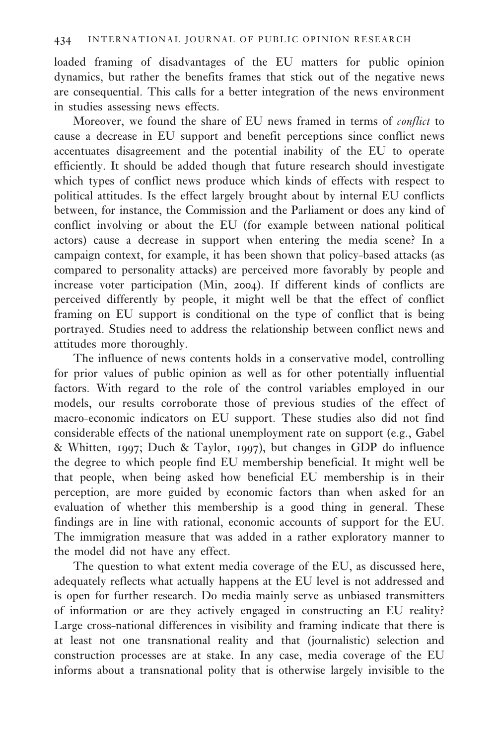loaded framing of disadvantages of the EU matters for public opinion dynamics, but rather the benefits frames that stick out of the negative news are consequential. This calls for a better integration of the news environment in studies assessing news effects.

Moreover, we found the share of EU news framed in terms of *conflict* to cause a decrease in EU support and benefit perceptions since conflict news accentuates disagreement and the potential inability of the EU to operate efficiently. It should be added though that future research should investigate which types of conflict news produce which kinds of effects with respect to political attitudes. Is the effect largely brought about by internal EU conflicts between, for instance, the Commission and the Parliament or does any kind of conflict involving or about the EU (for example between national political actors) cause a decrease in support when entering the media scene? In a campaign context, for example, it has been shown that policy-based attacks (as compared to personality attacks) are perceived more favorably by people and increase voter participation (Min, 2004). If different kinds of conflicts are perceived differently by people, it might well be that the effect of conflict framing on EU support is conditional on the type of conflict that is being portrayed. Studies need to address the relationship between conflict news and attitudes more thoroughly.

The influence of news contents holds in a conservative model, controlling for prior values of public opinion as well as for other potentially influential factors. With regard to the role of the control variables employed in our models, our results corroborate those of previous studies of the effect of macro-economic indicators on EU support. These studies also did not find considerable effects of the national unemployment rate on support (e.g., Gabel & Whitten, 1997; Duch & Taylor, 1997), but changes in GDP do influence the degree to which people find EU membership beneficial. It might well be that people, when being asked how beneficial EU membership is in their perception, are more guided by economic factors than when asked for an evaluation of whether this membership is a good thing in general. These findings are in line with rational, economic accounts of support for the EU. The immigration measure that was added in a rather exploratory manner to the model did not have any effect.

The question to what extent media coverage of the EU, as discussed here, adequately reflects what actually happens at the EU level is not addressed and is open for further research. Do media mainly serve as unbiased transmitters of information or are they actively engaged in constructing an EU reality? Large cross-national differences in visibility and framing indicate that there is at least not one transnational reality and that (journalistic) selection and construction processes are at stake. In any case, media coverage of the EU informs about a transnational polity that is otherwise largely invisible to the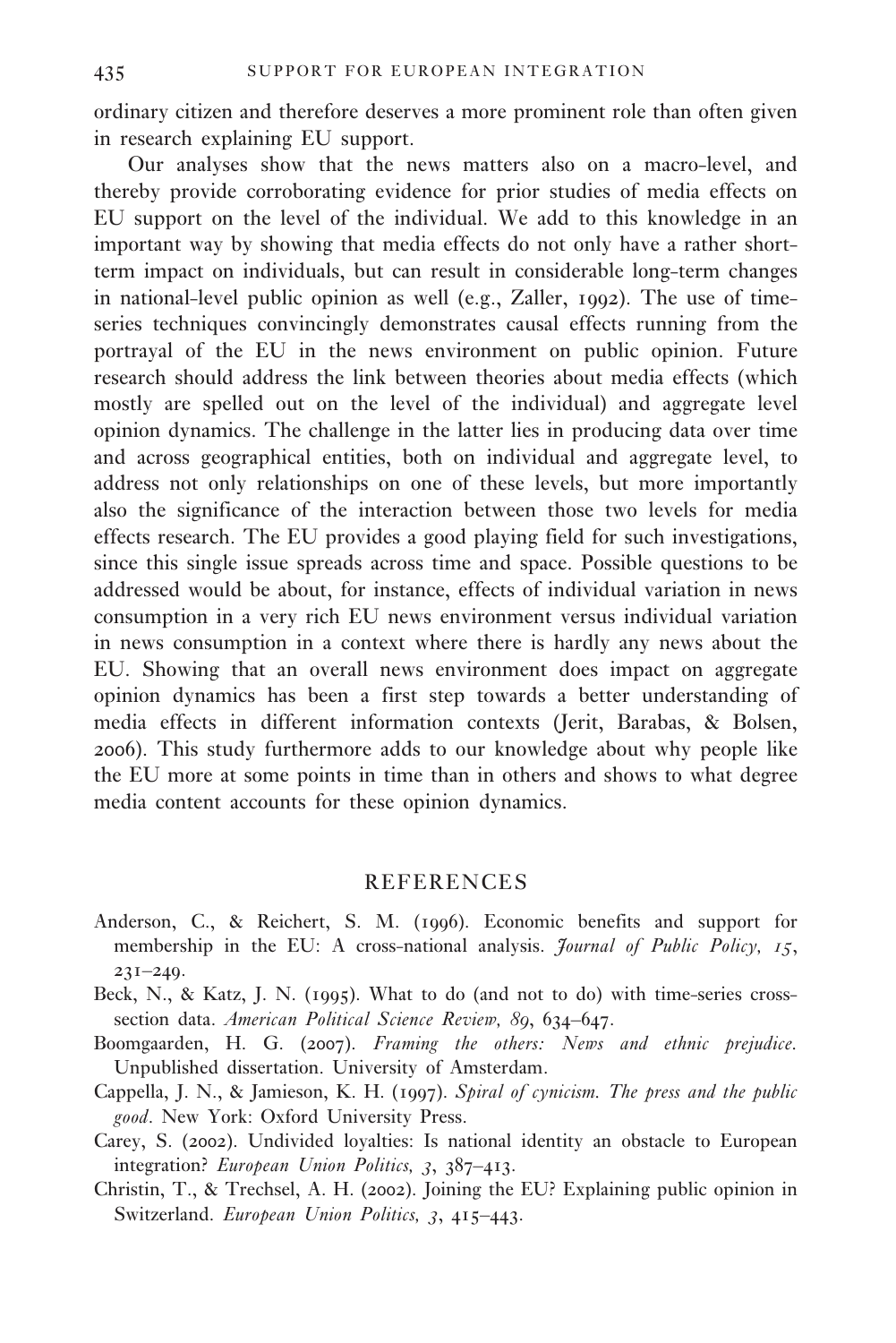ordinary citizen and therefore deserves a more prominent role than often given in research explaining EU support.

Our analyses show that the news matters also on a macro-level, and thereby provide corroborating evidence for prior studies of media effects on EU support on the level of the individual. We add to this knowledge in an important way by showing that media effects do not only have a rather short-term impact on individuals, but can result in considerable long-term changes in national-level public opinion as well (e.g., Zaller, 1992). The use of time-series techniques convincingly demonstrates causal effects running from the portrayal of the EU in the news environment on public opinion. Future research should address the link between theories about media effects (which mostly are spelled out on the level of the individual) and aggregate level opinion dynamics. The challenge in the latter lies in producing data over time and across geographical entities, both on individual and aggregate level, to address not only relationships on one of these levels, but more importantly also the significance of the interaction between those two levels for media effects research. The EU provides a good playing field for such investigations, since this single issue spreads across time and space. Possible questions to be addressed would be about, for instance, effects of individual variation in news consumption in a very rich EU news environment versus individual variation in news consumption in a context where there is hardly any news about the EU. Showing that an overall news environment does impact on aggregate opinion dynamics has been a first step towards a better understanding of media effects in different information contexts (Jerit, Barabas, & Bolsen, 2006). This study furthermore adds to our knowledge about why people like the EU more at some points in time than in others and shows to what degree media content accounts for these opinion dynamics.

## REFERENCES

Anderson, C., & Reichert, S. M. (1996). Economic benefits and support for membership in the EU: A cross-national analysis. *Journal of Public Policy, 15*, 231–249.

Beck, N., & Katz, J. N. (1995). What to do (and not to do) with time-series cross-section data. *American Political Science Review, 89*, 634–647.

Boomgaarden, H. G. (2007). *Framing the others: News and ethnic prejudice*. Unpublished dissertation. University of Amsterdam.

Cappella, J. N., & Jamieson, K. H. (1997). *Spiral of cynicism. The press and the public good*. New York: Oxford University Press.

Carey, S. (2002). Undivided loyalties: Is national identity an obstacle to European integration? *European Union Politics, 3*, 387–413.

Christin, T., & Trechsel, A. H. (2002). Joining the EU? Explaining public opinion in Switzerland. *European Union Politics, 3*, 415–443.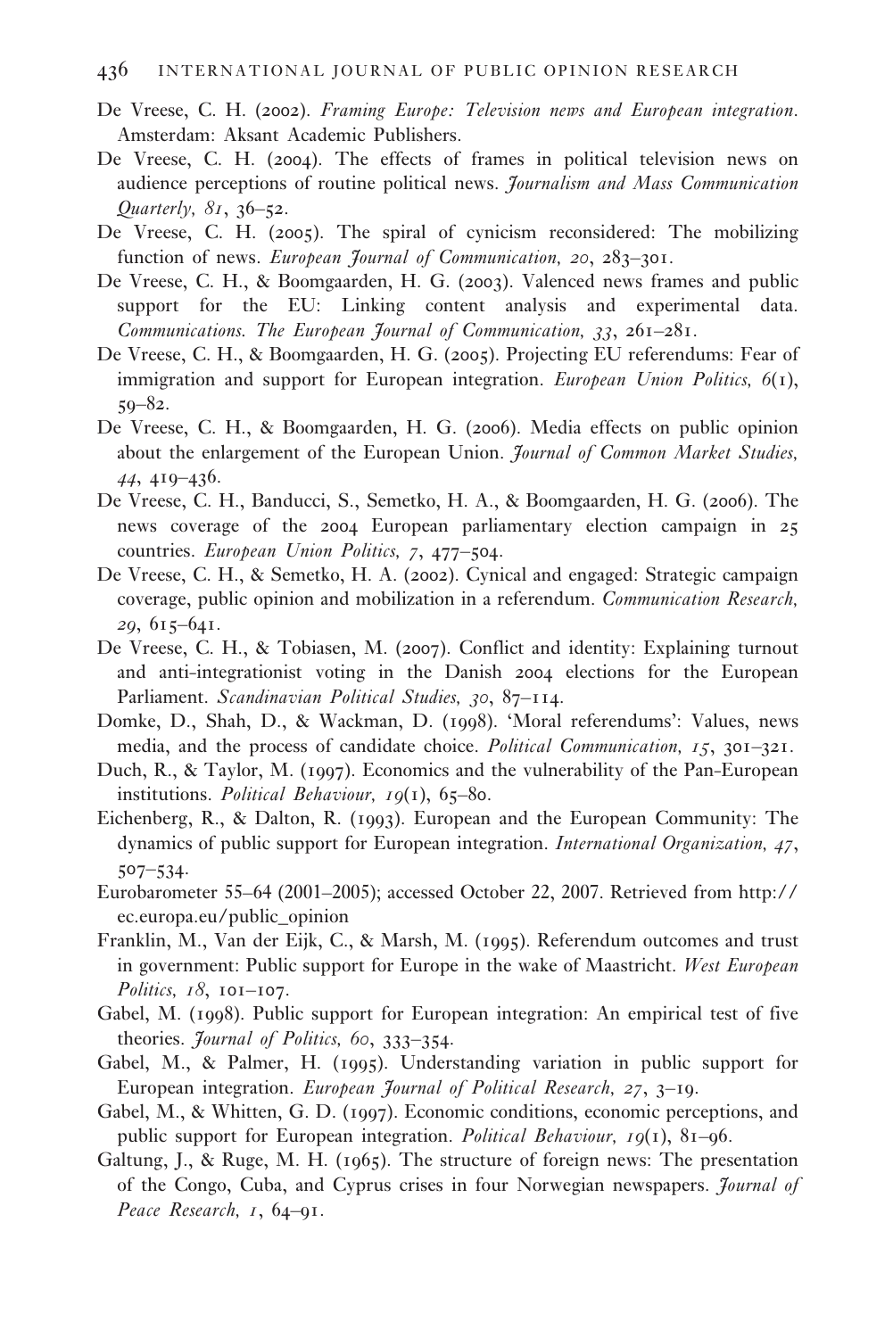De Vreese, C. H. (2002). *Framing Europe: Television news and European integration*. Amsterdam: Aksant Academic Publishers.

De Vreese, C. H. (2004). The effects of frames in political television news on audience perceptions of routine political news. *Journalism and Mass Communication Quarterly, 81*, 36–52.

De Vreese, C. H. (2005). The spiral of cynicism reconsidered: The mobilizing function of news. *European Journal of Communication, 20*, 283–301.

De Vreese, C. H., & Boomgaarden, H. G. (2003). Valenced news frames and public support for the EU: Linking content analysis and experimental data. *Communications. The European Journal of Communication, 33*, 261–281.

De Vreese, C. H., & Boomgaarden, H. G. (2005). Projecting EU referendums: Fear of immigration and support for European integration. *European Union Politics, 6*(1), 59–82.

De Vreese, C. H., & Boomgaarden, H. G. (2006). Media effects on public opinion about the enlargement of the European Union. *Journal of Common Market Studies, 44*, 419–436.

De Vreese, C. H., Banducci, S., Semetko, H. A., & Boomgaarden, H. G. (2006). The news coverage of the 2004 European parliamentary election campaign in 25 countries. *European Union Politics, 7*, 477–504.

De Vreese, C. H., & Semetko, H. A. (2002). Cynical and engaged: Strategic campaign coverage, public opinion and mobilization in a referendum. *Communication Research, 29*, 615–641.

De Vreese, C. H., & Tobiasen, M. (2007). Conflict and identity: Explaining turnout and anti-integrationist voting in the Danish 2004 elections for the European Parliament. *Scandinavian Political Studies, 30*, 87–114.

Domke, D., Shah, D., & Wackman, D. (1998). 'Moral referendums': Values, news media, and the process of candidate choice. *Political Communication, 15*, 301–321.

Duch, R., & Taylor, M. (1997). Economics and the vulnerability of the Pan-European institutions. *Political Behaviour, 19*(1), 65–80.

Eichenberg, R., & Dalton, R. (1993). European and the European Community: The dynamics of public support for European integration. *International Organization, 47*, 507–534.

Eurobarometer 55–64 (2001–2005); accessed October 22, 2007. Retrieved from http://ec.europa.eu/public_opinion

Franklin, M., Van der Eijk, C., & Marsh, M. (1995). Referendum outcomes and trust in government: Public support for Europe in the wake of Maastricht. *West European Politics, 18*, 101–107.

Gabel, M. (1998). Public support for European integration: An empirical test of five theories. *Journal of Politics, 60*, 333–354.

Gabel, M., & Palmer, H. (1995). Understanding variation in public support for European integration. *European Journal of Political Research, 27*, 3–19.

Gabel, M., & Whitten, G. D. (1997). Economic conditions, economic perceptions, and public support for European integration. *Political Behaviour, 19*(1), 81–96.

Galtung, J., & Ruge, M. H. (1965). The structure of foreign news: The presentation of the Congo, Cuba, and Cyprus crises in four Norwegian newspapers. *Journal of Peace Research, 1*, 64–91.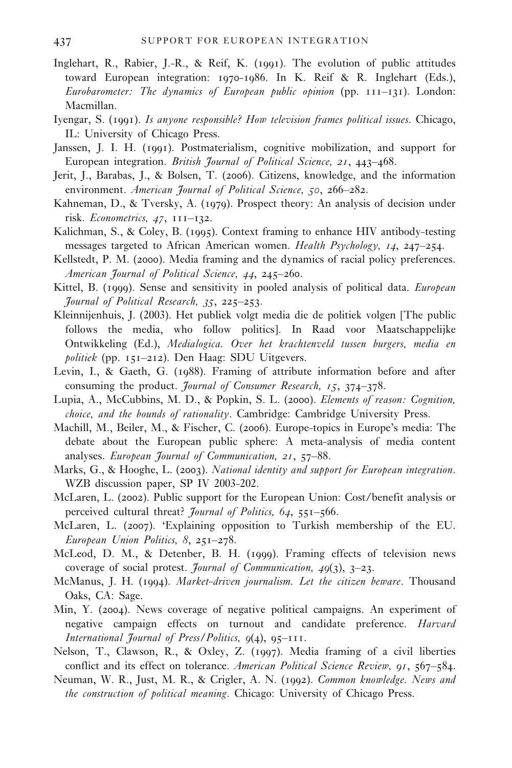Inglehart, R., Rabier, J.-R., & Reif, K. (1991). The evolution of public attitudes toward European integration: 1970-1986. In K. Reif & R. Inglehart (Eds.), *Eurobarometer: The dynamics of European public opinion* (pp. 111–131). London: Macmillan.

Iyengar, S. (1991). *Is anyone responsible? How television frames political issues*. Chicago, IL: University of Chicago Press.

Janssen, J. I. H. (1991). Postmaterialism, cognitive mobilization, and support for European integration. *British Journal of Political Science, 21*, 443–468.

Jerit, J., Barabas, J., & Bolsen, T. (2006). Citizens, knowledge, and the information environment. *American Journal of Political Science, 50*, 266–282.

Kahneman, D., & Tversky, A. (1979). Prospect theory: An analysis of decision under risk. *Econometrics, 47*, 111–132.

Kalichman, S., & Coley, B. (1995). Context framing to enhance HIV antibody-testing messages targeted to African American women. *Health Psychology, 14*, 247–254.

Kellstedt, P. M. (2000). Media framing and the dynamics of racial policy preferences. *American Journal of Political Science, 44*, 245–260.

Kittel, B. (1999). Sense and sensitivity in pooled analysis of political data. *European Journal of Political Research, 35*, 225–253.

Kleinnijenhuis, J. (2003). Het publiek volgt media die de politiek volgen [The public follows the media, who follow politics]. In Raad voor Maatschappelijke Ontwikkeling (Ed.), *Medialogica. Over het krachtenveld tussen burgers, media en politiek* (pp. 151–212). Den Haag: SDU Uitgevers.

Levin, I., & Gaeth, G. (1988). Framing of attribute information before and after consuming the product. *Journal of Consumer Research, 15*, 374–378.

Lupia, A., McCubbins, M. D., & Popkin, S. L. (2000). *Elements of reason: Cognition, choice, and the bounds of rationality*. Cambridge: Cambridge University Press.

Machill, M., Beiler, M., & Fischer, C. (2006). Europe-topics in Europe's media: The debate about the European public sphere: A meta-analysis of media content analyses. *European Journal of Communication, 21*, 57–88.

Marks, G., & Hooghe, L. (2003). *National identity and support for European integration*. WZB discussion paper, SP IV 2003-202.

McLaren, L. (2002). Public support for the European Union: Cost/benefit analysis or perceived cultural threat? *Journal of Politics, 64*, 551–566.

McLaren, L. (2007). 'Explaining opposition to Turkish membership of the EU. *European Union Politics, 8*, 251–278.

McLeod, D. M., & Detenber, B. H. (1999). Framing effects of television news coverage of social protest. *Journal of Communication, 49*(3), 3–23.

McManus, J. H. (1994). *Market-driven journalism. Let the citizen beware*. Thousand Oaks, CA: Sage.

Min, Y. (2004). News coverage of negative political campaigns. An experiment of negative campaign effects on turnout and candidate preference. *Harvard International Journal of Press/Politics, 9*(4), 95–111.

Nelson, T., Clawson, R., & Oxley, Z. (1997). Media framing of a civil liberties conflict and its effect on tolerance. *American Political Science Review, 91*, 567–584.

Neuman, W. R., Just, M. R., & Crigler, A. N. (1992). *Common knowledge. News and the construction of political meaning*. Chicago: University of Chicago Press.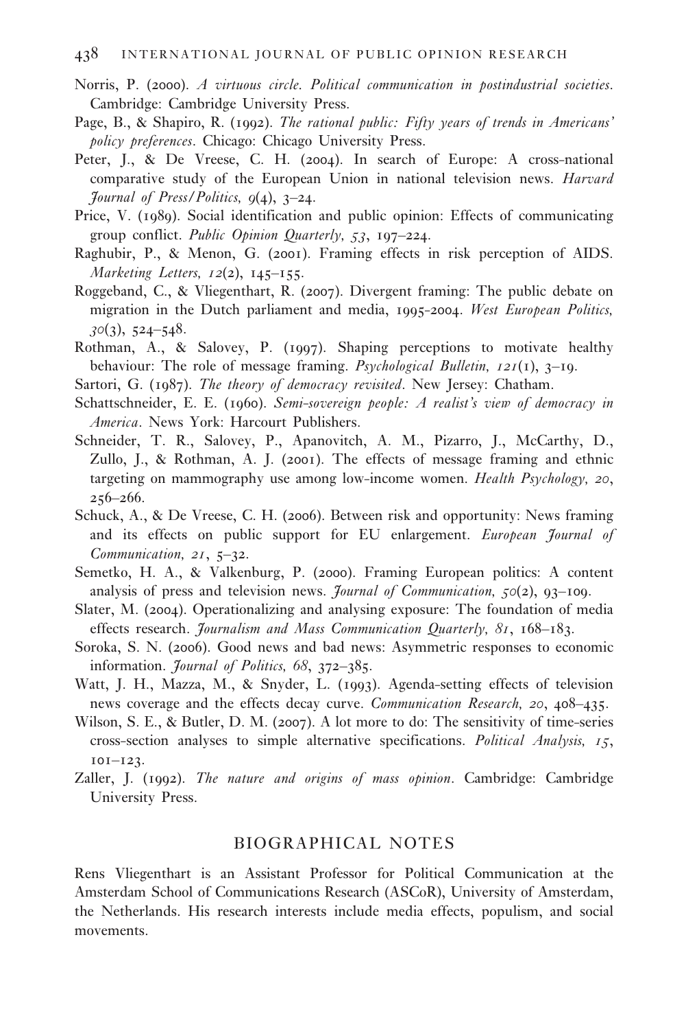Norris, P. (2000). *A virtuous circle. Political communication in postindustrial societies*. Cambridge: Cambridge University Press.

Page, B., & Shapiro, R. (1992). *The rational public: Fifty years of trends in Americans' policy preferences*. Chicago: Chicago University Press.

Peter, J., & De Vreese, C. H. (2004). In search of Europe: A cross-national comparative study of the European Union in national television news. *Harvard Journal of Press/Politics, 9*(4), 3–24.

Price, V. (1989). Social identification and public opinion: Effects of communicating group conflict. *Public Opinion Quarterly, 53*, 197–224.

Raghubir, P., & Menon, G. (2001). Framing effects in risk perception of AIDS. *Marketing Letters, 12*(2), 145–155.

Roggeband, C., & Vliegenthart, R. (2007). Divergent framing: The public debate on migration in the Dutch parliament and media, 1995-2004. *West European Politics, 30*(3), 524–548.

Rothman, A., & Salovey, P. (1997). Shaping perceptions to motivate healthy behaviour: The role of message framing. *Psychological Bulletin, 121*(1), 3–19.

Sartori, G. (1987). *The theory of democracy revisited*. New Jersey: Chatham.

Schattschneider, E. E. (1960). *Semi-sovereign people: A realist's view of democracy in America*. News York: Harcourt Publishers.

Schneider, T. R., Salovey, P., Apanovitch, A. M., Pizarro, J., McCarthy, D., Zullo, J., & Rothman, A. J. (2001). The effects of message framing and ethnic targeting on mammography use among low-income women. *Health Psychology, 20*, 256–266.

Schuck, A., & De Vreese, C. H. (2006). Between risk and opportunity: News framing and its effects on public support for EU enlargement. *European Journal of Communication, 21*, 5–32.

Semetko, H. A., & Valkenburg, P. (2000). Framing European politics: A content analysis of press and television news. *Journal of Communication, 50*(2), 93–109.

Slater, M. (2004). Operationalizing and analysing exposure: The foundation of media effects research. *Journalism and Mass Communication Quarterly, 81*, 168–183.

Soroka, S. N. (2006). Good news and bad news: Asymmetric responses to economic information. *Journal of Politics, 68*, 372–385.

Watt, J. H., Mazza, M., & Snyder, L. (1993). Agenda-setting effects of television news coverage and the effects decay curve. *Communication Research, 20*, 408–435.

Wilson, S. E., & Butler, D. M. (2007). A lot more to do: The sensitivity of time-series cross-section analyses to simple alternative specifications. *Political Analysis, 15*, 101–123.

Zaller, J. (1992). *The nature and origins of mass opinion*. Cambridge: Cambridge University Press.

## BIOGRAPHICAL NOTES

Rens Vliegenthart is an Assistant Professor for Political Communication at the Amsterdam School of Communications Research (ASCoR), University of Amsterdam, the Netherlands. His research interests include media effects, populism, and social movements.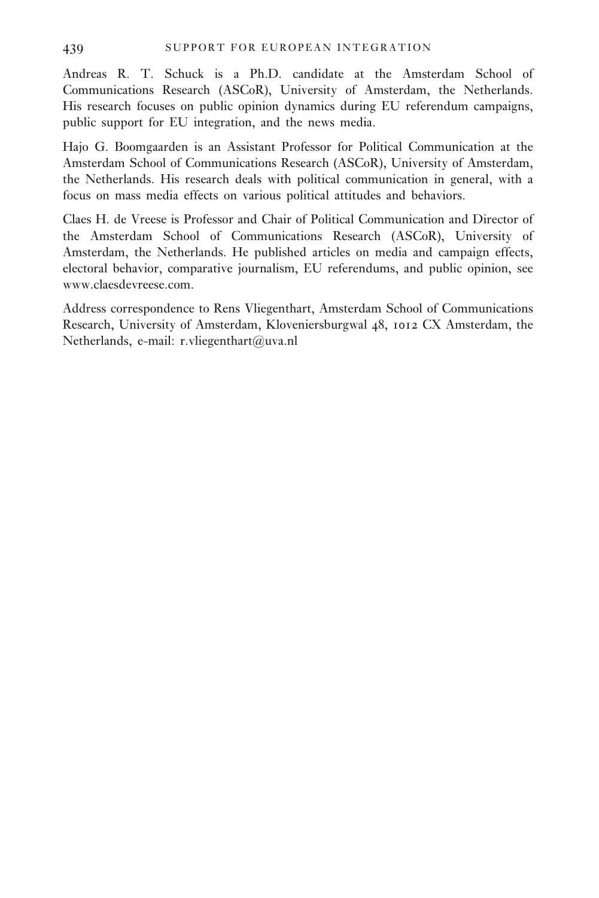Andreas R. T. Schuck is a Ph.D. candidate at the Amsterdam School of Communications Research (ASCoR), University of Amsterdam, the Netherlands. His research focuses on public opinion dynamics during EU referendum campaigns, public support for EU integration, and the news media.

Hajo G. Boomgaarden is an Assistant Professor for Political Communication at the Amsterdam School of Communications Research (ASCoR), University of Amsterdam, the Netherlands. His research deals with political communication in general, with a focus on mass media effects on various political attitudes and behaviors.

Claes H. de Vreese is Professor and Chair of Political Communication and Director of the Amsterdam School of Communications Research (ASCoR), University of Amsterdam, the Netherlands. He published articles on media and campaign effects, electoral behavior, comparative journalism, EU referendums, and public opinion, see www.claesdevreese.com.

Address correspondence to Rens Vliegenthart, Amsterdam School of Communications Research, University of Amsterdam, Kloveniersburgwal 48, 1012 CX Amsterdam, the Netherlands, e-mail: r.vliegenthart@uva.nl